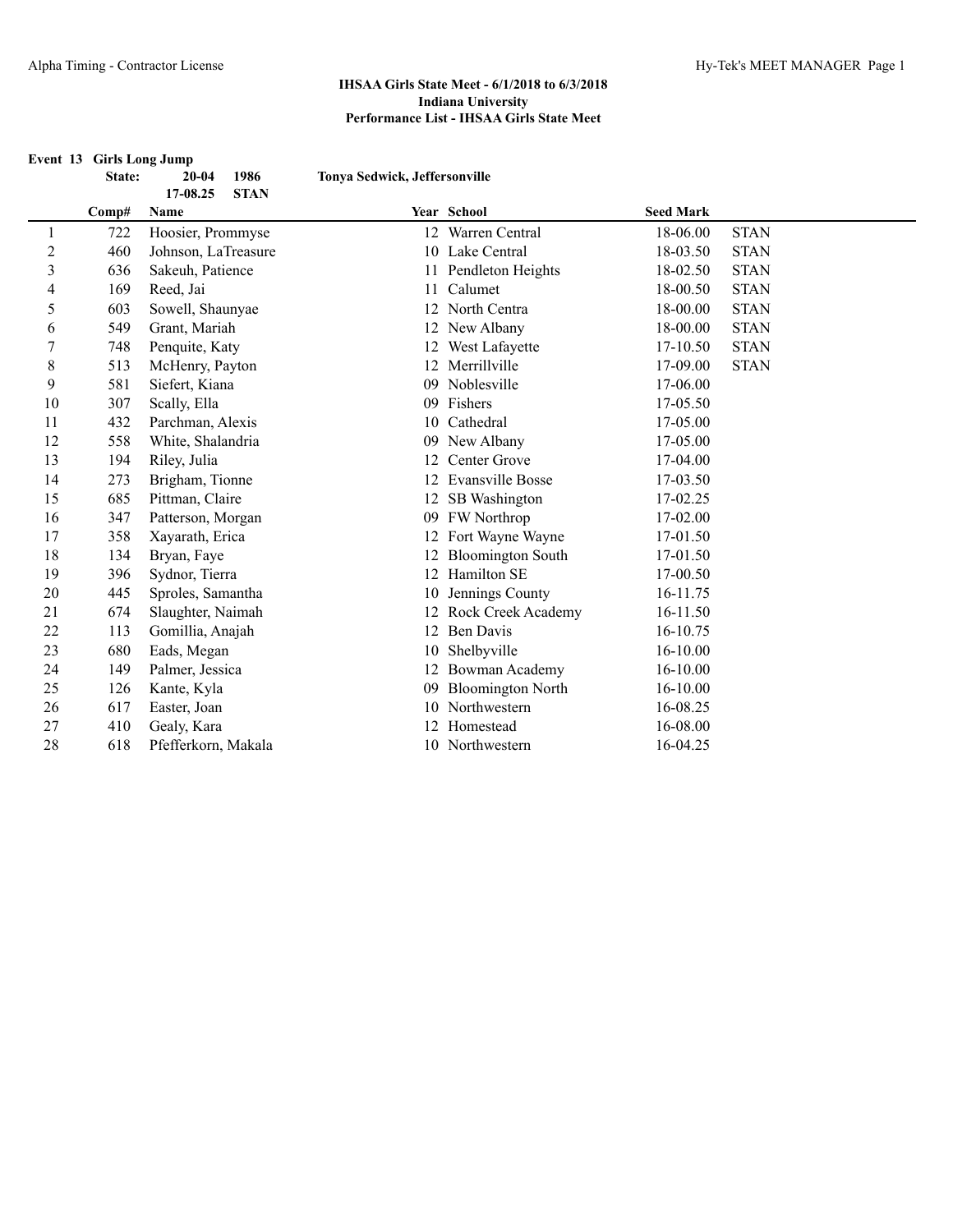**IHSAA Girls State Meet - 6/1/2018 to 6/3/2018**
**Indiana University**
**Performance List - IHSAA Girls State Meet**

**Event 13 Girls Long Jump**

| | State: | 20-04 | 1986 | Tonya Sedwick, Jeffersonville |
|---|---|---|---|---|
| | | 17-08.25 | STAN | |

| | Comp# | Name | Year | School | Seed Mark | |
|---|---|---|---|---|---|---|
| 1 | 722 | Hoosier, Prommyse | 12 | Warren Central | 18-06.00 | STAN |
| 2 | 460 | Johnson, LaTreasure | 10 | Lake Central | 18-03.50 | STAN |
| 3 | 636 | Sakeuh, Patience | 11 | Pendleton Heights | 18-02.50 | STAN |
| 4 | 169 | Reed, Jai | 11 | Calumet | 18-00.50 | STAN |
| 5 | 603 | Sowell, Shaunyae | 12 | North Centra | 18-00.00 | STAN |
| 6 | 549 | Grant, Mariah | 12 | New Albany | 18-00.00 | STAN |
| 7 | 748 | Penquite, Katy | 12 | West Lafayette | 17-10.50 | STAN |
| 8 | 513 | McHenry, Payton | 12 | Merrillville | 17-09.00 | STAN |
| 9 | 581 | Siefert, Kiana | 09 | Noblesville | 17-06.00 | |
| 10 | 307 | Scally, Ella | 09 | Fishers | 17-05.50 | |
| 11 | 432 | Parchman, Alexis | 10 | Cathedral | 17-05.00 | |
| 12 | 558 | White, Shalandria | 09 | New Albany | 17-05.00 | |
| 13 | 194 | Riley, Julia | 12 | Center Grove | 17-04.00 | |
| 14 | 273 | Brigham, Tionne | 12 | Evansville Bosse | 17-03.50 | |
| 15 | 685 | Pittman, Claire | 12 | SB Washington | 17-02.25 | |
| 16 | 347 | Patterson, Morgan | 09 | FW Northrop | 17-02.00 | |
| 17 | 358 | Xayarath, Erica | 12 | Fort Wayne Wayne | 17-01.50 | |
| 18 | 134 | Bryan, Faye | 12 | Bloomington South | 17-01.50 | |
| 19 | 396 | Sydnor, Tierra | 12 | Hamilton SE | 17-00.50 | |
| 20 | 445 | Sproles, Samantha | 10 | Jennings County | 16-11.75 | |
| 21 | 674 | Slaughter, Naimah | 12 | Rock Creek Academy | 16-11.50 | |
| 22 | 113 | Gomillia, Anajah | 12 | Ben Davis | 16-10.75 | |
| 23 | 680 | Eads, Megan | 10 | Shelbyville | 16-10.00 | |
| 24 | 149 | Palmer, Jessica | 12 | Bowman Academy | 16-10.00 | |
| 25 | 126 | Kante, Kyla | 09 | Bloomington North | 16-10.00 | |
| 26 | 617 | Easter, Joan | 10 | Northwestern | 16-08.25 | |
| 27 | 410 | Gealy, Kara | 12 | Homestead | 16-08.00 | |
| 28 | 618 | Pfefferkorn, Makala | 10 | Northwestern | 16-04.25 | |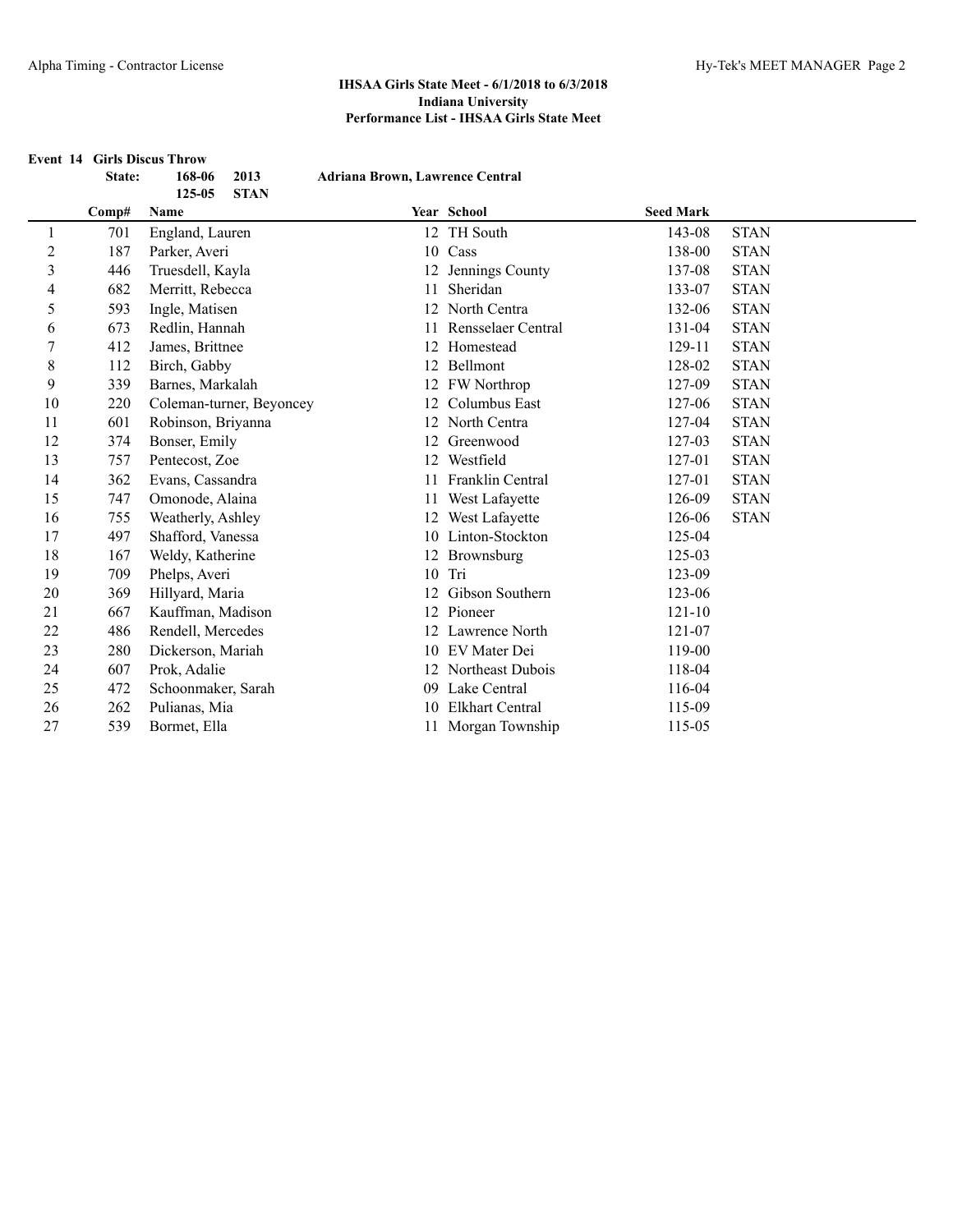**IHSAA Girls State Meet - 6/1/2018 to 6/3/2018**
**Indiana University**
**Performance List - IHSAA Girls State Meet**

**Event 14 Girls Discus Throw**

**State: 168-06 2013 Adriana Brown, Lawrence Central**
**125-05 STAN**

| | Comp# | Name | Year | School | Seed Mark | |
|---|---|---|---|---|---|---|
| 1 | 701 | England, Lauren | 12 | TH South | 143-08 | STAN |
| 2 | 187 | Parker, Averi | 10 | Cass | 138-00 | STAN |
| 3 | 446 | Truesdell, Kayla | 12 | Jennings County | 137-08 | STAN |
| 4 | 682 | Merritt, Rebecca | 11 | Sheridan | 133-07 | STAN |
| 5 | 593 | Ingle, Matisen | 12 | North Centra | 132-06 | STAN |
| 6 | 673 | Redlin, Hannah | 11 | Rensselaer Central | 131-04 | STAN |
| 7 | 412 | James, Brittnee | 12 | Homestead | 129-11 | STAN |
| 8 | 112 | Birch, Gabby | 12 | Bellmont | 128-02 | STAN |
| 9 | 339 | Barnes, Markalah | 12 | FW Northrop | 127-09 | STAN |
| 10 | 220 | Coleman-turner, Beyoncey | 12 | Columbus East | 127-06 | STAN |
| 11 | 601 | Robinson, Briyanna | 12 | North Centra | 127-04 | STAN |
| 12 | 374 | Bonser, Emily | 12 | Greenwood | 127-03 | STAN |
| 13 | 757 | Pentecost, Zoe | 12 | Westfield | 127-01 | STAN |
| 14 | 362 | Evans, Cassandra | 11 | Franklin Central | 127-01 | STAN |
| 15 | 747 | Omonode, Alaina | 11 | West Lafayette | 126-09 | STAN |
| 16 | 755 | Weatherly, Ashley | 12 | West Lafayette | 126-06 | STAN |
| 17 | 497 | Shafford, Vanessa | 10 | Linton-Stockton | 125-04 | |
| 18 | 167 | Weldy, Katherine | 12 | Brownsburg | 125-03 | |
| 19 | 709 | Phelps, Averi | 10 | Tri | 123-09 | |
| 20 | 369 | Hillyard, Maria | 12 | Gibson Southern | 123-06 | |
| 21 | 667 | Kauffman, Madison | 12 | Pioneer | 121-10 | |
| 22 | 486 | Rendell, Mercedes | 12 | Lawrence North | 121-07 | |
| 23 | 280 | Dickerson, Mariah | 10 | EV Mater Dei | 119-00 | |
| 24 | 607 | Prok, Adalie | 12 | Northeast Dubois | 118-04 | |
| 25 | 472 | Schoonmaker, Sarah | 09 | Lake Central | 116-04 | |
| 26 | 262 | Pulianas, Mia | 10 | Elkhart Central | 115-09 | |
| 27 | 539 | Bormet, Ella | 11 | Morgan Township | 115-05 | |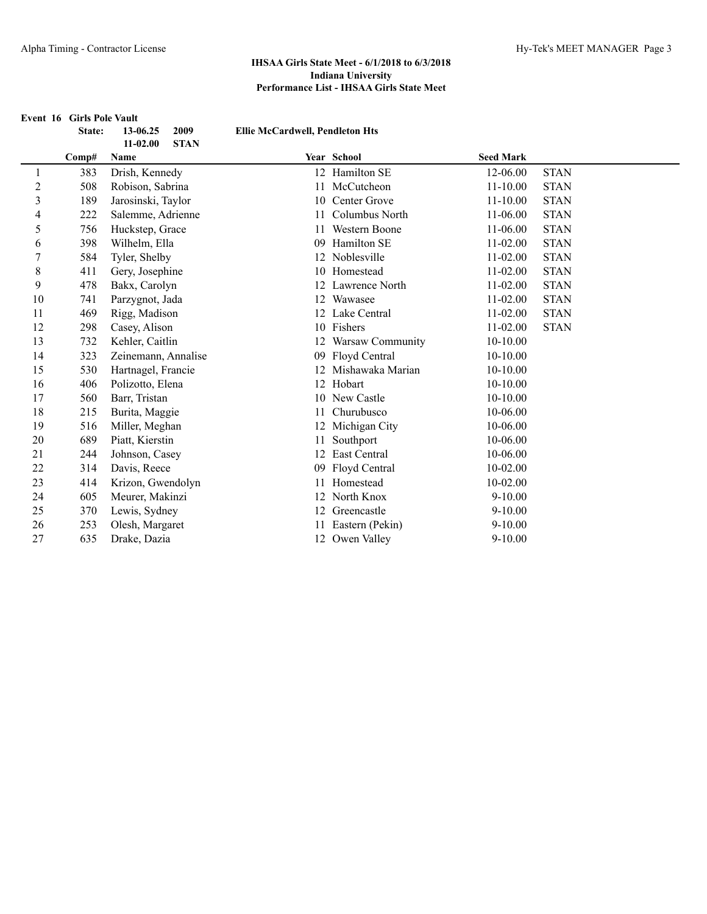**IHSAA Girls State Meet - 6/1/2018 to 6/3/2018**
**Indiana University**
**Performance List - IHSAA Girls State Meet**

**Event 16 Girls Pole Vault**

| | | | | | | |
|---|---|---|---|---|---|---|
| | **State:** | **13-06.25** | **2009** | **Ellie McCardwell, Pendleton Hts** | | |
| | | **11-02.00** | **STAN** | | | |

| | Comp# | Name | Year | School | Seed Mark | |
|---|---|---|---|---|---|---|
| 1 | 383 | Drish, Kennedy | 12 | Hamilton SE | 12-06.00 | STAN |
| 2 | 508 | Robison, Sabrina | 11 | McCutcheon | 11-10.00 | STAN |
| 3 | 189 | Jarosinski, Taylor | 10 | Center Grove | 11-10.00 | STAN |
| 4 | 222 | Salemme, Adrienne | 11 | Columbus North | 11-06.00 | STAN |
| 5 | 756 | Huckstep, Grace | 11 | Western Boone | 11-06.00 | STAN |
| 6 | 398 | Wilhelm, Ella | 09 | Hamilton SE | 11-02.00 | STAN |
| 7 | 584 | Tyler, Shelby | 12 | Noblesville | 11-02.00 | STAN |
| 8 | 411 | Gery, Josephine | 10 | Homestead | 11-02.00 | STAN |
| 9 | 478 | Bakx, Carolyn | 12 | Lawrence North | 11-02.00 | STAN |
| 10 | 741 | Parzygnot, Jada | 12 | Wawasee | 11-02.00 | STAN |
| 11 | 469 | Rigg, Madison | 12 | Lake Central | 11-02.00 | STAN |
| 12 | 298 | Casey, Alison | 10 | Fishers | 11-02.00 | STAN |
| 13 | 732 | Kehler, Caitlin | 12 | Warsaw Community | 10-10.00 | |
| 14 | 323 | Zeinemann, Annalise | 09 | Floyd Central | 10-10.00 | |
| 15 | 530 | Hartnagel, Francie | 12 | Mishawaka Marian | 10-10.00 | |
| 16 | 406 | Polizotto, Elena | 12 | Hobart | 10-10.00 | |
| 17 | 560 | Barr, Tristan | 10 | New Castle | 10-10.00 | |
| 18 | 215 | Burita, Maggie | 11 | Churubusco | 10-06.00 | |
| 19 | 516 | Miller, Meghan | 12 | Michigan City | 10-06.00 | |
| 20 | 689 | Piatt, Kierstin | 11 | Southport | 10-06.00 | |
| 21 | 244 | Johnson, Casey | 12 | East Central | 10-06.00 | |
| 22 | 314 | Davis, Reece | 09 | Floyd Central | 10-02.00 | |
| 23 | 414 | Krizon, Gwendolyn | 11 | Homestead | 10-02.00 | |
| 24 | 605 | Meurer, Makinzi | 12 | North Knox | 9-10.00 | |
| 25 | 370 | Lewis, Sydney | 12 | Greencastle | 9-10.00 | |
| 26 | 253 | Olesh, Margaret | 11 | Eastern (Pekin) | 9-10.00 | |
| 27 | 635 | Drake, Dazia | 12 | Owen Valley | 9-10.00 | |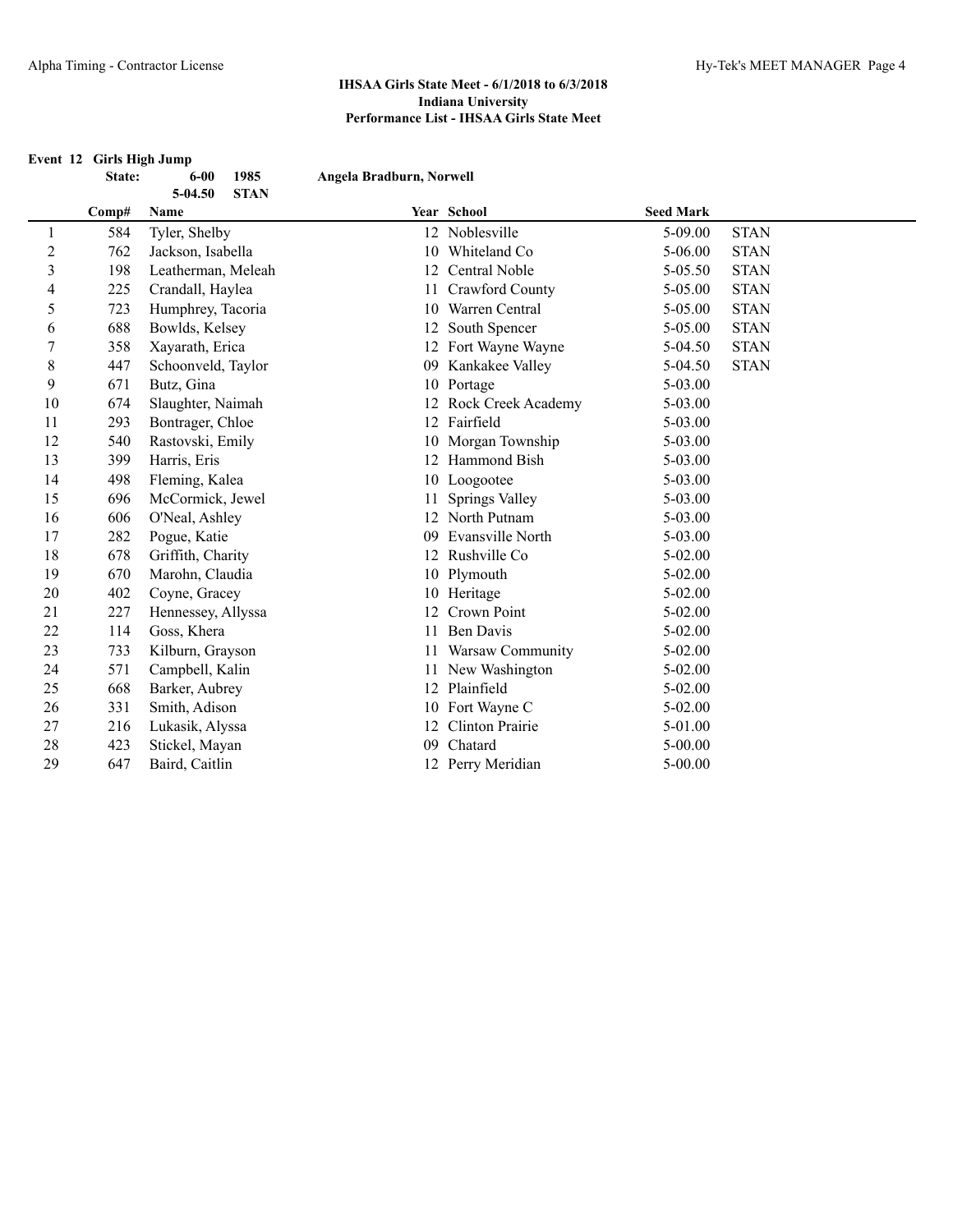## IHSAA Girls State Meet - 6/1/2018 to 6/3/2018
## Indiana University
## Performance List - IHSAA Girls State Meet

### Event 12 Girls High Jump

**State:** 6-00 1985 Angela Bradburn, Norwell
5-04.50 STAN

| | Comp# | Name | Year | School | Seed Mark | |
|---|---|---|---|---|---|---|
| 1 | 584 | Tyler, Shelby | 12 | Noblesville | 5-09.00 | STAN |
| 2 | 762 | Jackson, Isabella | 10 | Whiteland Co | 5-06.00 | STAN |
| 3 | 198 | Leatherman, Meleah | 12 | Central Noble | 5-05.50 | STAN |
| 4 | 225 | Crandall, Haylea | 11 | Crawford County | 5-05.00 | STAN |
| 5 | 723 | Humphrey, Tacoria | 10 | Warren Central | 5-05.00 | STAN |
| 6 | 688 | Bowlds, Kelsey | 12 | South Spencer | 5-05.00 | STAN |
| 7 | 358 | Xayarath, Erica | 12 | Fort Wayne Wayne | 5-04.50 | STAN |
| 8 | 447 | Schoonveld, Taylor | 09 | Kankakee Valley | 5-04.50 | STAN |
| 9 | 671 | Butz, Gina | 10 | Portage | 5-03.00 | |
| 10 | 674 | Slaughter, Naimah | 12 | Rock Creek Academy | 5-03.00 | |
| 11 | 293 | Bontrager, Chloe | 12 | Fairfield | 5-03.00 | |
| 12 | 540 | Rastovski, Emily | 10 | Morgan Township | 5-03.00 | |
| 13 | 399 | Harris, Eris | 12 | Hammond Bish | 5-03.00 | |
| 14 | 498 | Fleming, Kalea | 10 | Loogootee | 5-03.00 | |
| 15 | 696 | McCormick, Jewel | 11 | Springs Valley | 5-03.00 | |
| 16 | 606 | O'Neal, Ashley | 12 | North Putnam | 5-03.00 | |
| 17 | 282 | Pogue, Katie | 09 | Evansville North | 5-03.00 | |
| 18 | 678 | Griffith, Charity | 12 | Rushville Co | 5-02.00 | |
| 19 | 670 | Marohn, Claudia | 10 | Plymouth | 5-02.00 | |
| 20 | 402 | Coyne, Gracey | 10 | Heritage | 5-02.00 | |
| 21 | 227 | Hennessey, Allyssa | 12 | Crown Point | 5-02.00 | |
| 22 | 114 | Goss, Khera | 11 | Ben Davis | 5-02.00 | |
| 23 | 733 | Kilburn, Grayson | 11 | Warsaw Community | 5-02.00 | |
| 24 | 571 | Campbell, Kalin | 11 | New Washington | 5-02.00 | |
| 25 | 668 | Barker, Aubrey | 12 | Plainfield | 5-02.00 | |
| 26 | 331 | Smith, Adison | 10 | Fort Wayne C | 5-02.00 | |
| 27 | 216 | Lukasik, Alyssa | 12 | Clinton Prairie | 5-01.00 | |
| 28 | 423 | Stickel, Mayan | 09 | Chatard | 5-00.00 | |
| 29 | 647 | Baird, Caitlin | 12 | Perry Meridian | 5-00.00 | |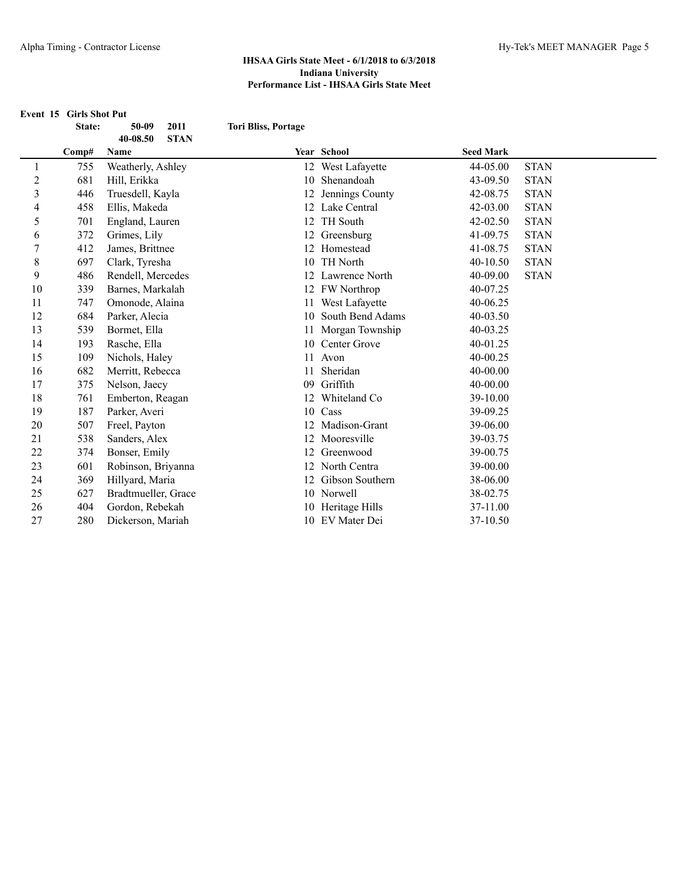**IHSAA Girls State Meet - 6/1/2018 to 6/3/2018**
**Indiana University**
**Performance List - IHSAA Girls State Meet**

**Event 15 Girls Shot Put**

| State: | 50-09 | 2011 | Tori Bliss, Portage |
|---|---|---|---|
| | 40-08.50 | STAN | |

| | Comp# | Name | Year | School | Seed Mark | |
|---|---|---|---|---|---|---|
| 1 | 755 | Weatherly, Ashley | 12 | West Lafayette | 44-05.00 | STAN |
| 2 | 681 | Hill, Erikka | 10 | Shenandoah | 43-09.50 | STAN |
| 3 | 446 | Truesdell, Kayla | 12 | Jennings County | 42-08.75 | STAN |
| 4 | 458 | Ellis, Makeda | 12 | Lake Central | 42-03.00 | STAN |
| 5 | 701 | England, Lauren | 12 | TH South | 42-02.50 | STAN |
| 6 | 372 | Grimes, Lily | 12 | Greensburg | 41-09.75 | STAN |
| 7 | 412 | James, Brittnee | 12 | Homestead | 41-08.75 | STAN |
| 8 | 697 | Clark, Tyresha | 10 | TH North | 40-10.50 | STAN |
| 9 | 486 | Rendell, Mercedes | 12 | Lawrence North | 40-09.00 | STAN |
| 10 | 339 | Barnes, Markalah | 12 | FW Northrop | 40-07.25 | |
| 11 | 747 | Omonode, Alaina | 11 | West Lafayette | 40-06.25 | |
| 12 | 684 | Parker, Alecia | 10 | South Bend Adams | 40-03.50 | |
| 13 | 539 | Bormet, Ella | 11 | Morgan Township | 40-03.25 | |
| 14 | 193 | Rasche, Ella | 10 | Center Grove | 40-01.25 | |
| 15 | 109 | Nichols, Haley | 11 | Avon | 40-00.25 | |
| 16 | 682 | Merritt, Rebecca | 11 | Sheridan | 40-00.00 | |
| 17 | 375 | Nelson, Jaecy | 09 | Griffith | 40-00.00 | |
| 18 | 761 | Emberton, Reagan | 12 | Whiteland Co | 39-10.00 | |
| 19 | 187 | Parker, Averi | 10 | Cass | 39-09.25 | |
| 20 | 507 | Freel, Payton | 12 | Madison-Grant | 39-06.00 | |
| 21 | 538 | Sanders, Alex | 12 | Mooresville | 39-03.75 | |
| 22 | 374 | Bonser, Emily | 12 | Greenwood | 39-00.75 | |
| 23 | 601 | Robinson, Briyanna | 12 | North Centra | 39-00.00 | |
| 24 | 369 | Hillyard, Maria | 12 | Gibson Southern | 38-06.00 | |
| 25 | 627 | Bradtmueller, Grace | 10 | Norwell | 38-02.75 | |
| 26 | 404 | Gordon, Rebekah | 10 | Heritage Hills | 37-11.00 | |
| 27 | 280 | Dickerson, Mariah | 10 | EV Mater Dei | 37-10.50 | |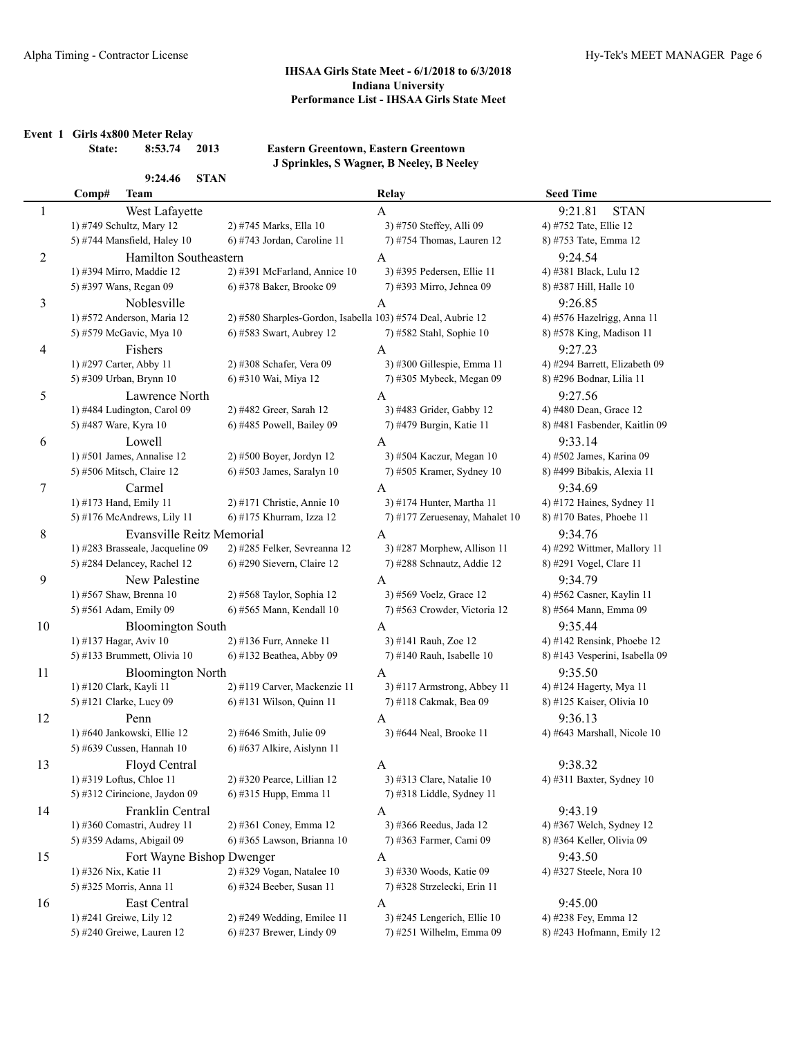### IHSAA Girls State Meet - 6/1/2018 to 6/3/2018
### Indiana University
### Performance List - IHSAA Girls State Meet

**Event 1 Girls 4x800 Meter Relay**

**State: 8:53.74 2013 Eastern Greentown, Eastern Greentown**
**J Sprinkles, S Wagner, B Neeley, B Neeley**

**9:24.46 STAN**

| Comp# | Team | | Relay | Seed Time |
|---|---|---|---|---|
| 1 | West Lafayette | | A | 9:21.81 STAN |
| | 1) #749 Schultz, Mary 12 | 2) #745 Marks, Ella 10 | 3) #750 Steffey, Alli 09 | 4) #752 Tate, Ellie 12 |
| | 5) #744 Mansfield, Haley 10 | 6) #743 Jordan, Caroline 11 | 7) #754 Thomas, Lauren 12 | 8) #753 Tate, Emma 12 |
| 2 | Hamilton Southeastern | | A | 9:24.54 |
| | 1) #394 Mirro, Maddie 12 | 2) #391 McFarland, Annice 10 | 3) #395 Pedersen, Ellie 11 | 4) #381 Black, Lulu 12 |
| | 5) #397 Wans, Regan 09 | 6) #378 Baker, Brooke 09 | 7) #393 Mirro, Jehnea 09 | 8) #387 Hill, Halle 10 |
| 3 | Noblesville | | A | 9:26.85 |
| | 1) #572 Anderson, Maria 12 | 2) #580 Sharples-Gordon, Isabella 10 | 3) #574 Deal, Aubrie 12 | 4) #576 Hazelrigg, Anna 11 |
| | 5) #579 McGavic, Mya 10 | 6) #583 Swart, Aubrey 12 | 7) #582 Stahl, Sophie 10 | 8) #578 King, Madison 11 |
| 4 | Fishers | | A | 9:27.23 |
| | 1) #297 Carter, Abby 11 | 2) #308 Schafer, Vera 09 | 3) #300 Gillespie, Emma 11 | 4) #294 Barrett, Elizabeth 09 |
| | 5) #309 Urban, Brynn 10 | 6) #310 Wai, Miya 12 | 7) #305 Mybeck, Megan 09 | 8) #296 Bodnar, Lilia 11 |
| 5 | Lawrence North | | A | 9:27.56 |
| | 1) #484 Ludington, Carol 09 | 2) #482 Greer, Sarah 12 | 3) #483 Grider, Gabby 12 | 4) #480 Dean, Grace 12 |
| | 5) #487 Ware, Kyra 10 | 6) #485 Powell, Bailey 09 | 7) #479 Burgin, Katie 11 | 8) #481 Fasbender, Kaitlin 09 |
| 6 | Lowell | | A | 9:33.14 |
| | 1) #501 James, Annalise 12 | 2) #500 Boyer, Jordyn 12 | 3) #504 Kaczur, Megan 10 | 4) #502 James, Karina 09 |
| | 5) #506 Mitsch, Claire 12 | 6) #503 James, Saralyn 10 | 7) #505 Kramer, Sydney 10 | 8) #499 Bibakis, Alexia 11 |
| 7 | Carmel | | A | 9:34.69 |
| | 1) #173 Hand, Emily 11 | 2) #171 Christie, Annie 10 | 3) #174 Hunter, Martha 11 | 4) #172 Haines, Sydney 11 |
| | 5) #176 McAndrews, Lily 11 | 6) #175 Khurram, Izza 12 | 7) #177 Zeruesenay, Mahalet 10 | 8) #170 Bates, Phoebe 11 |
| 8 | Evansville Reitz Memorial | | A | 9:34.76 |
| | 1) #283 Brasseale, Jacqueline 09 | 2) #285 Felker, Sevreanna 12 | 3) #287 Morphew, Allison 11 | 4) #292 Wittmer, Mallory 11 |
| | 5) #284 Delancey, Rachel 12 | 6) #290 Sievern, Claire 12 | 7) #288 Schnautz, Addie 12 | 8) #291 Vogel, Clare 11 |
| 9 | New Palestine | | A | 9:34.79 |
| | 1) #567 Shaw, Brenna 10 | 2) #568 Taylor, Sophia 12 | 3) #569 Voelz, Grace 12 | 4) #562 Casner, Kaylin 11 |
| | 5) #561 Adam, Emily 09 | 6) #565 Mann, Kendall 10 | 7) #563 Crowder, Victoria 12 | 8) #564 Mann, Emma 09 |
| 10 | Bloomington South | | A | 9:35.44 |
| | 1) #137 Hagar, Aviv 10 | 2) #136 Furr, Anneke 11 | 3) #141 Rauh, Zoe 12 | 4) #142 Rensink, Phoebe 12 |
| | 5) #133 Brummett, Olivia 10 | 6) #132 Beathea, Abby 09 | 7) #140 Rauh, Isabelle 10 | 8) #143 Vesperini, Isabella 09 |
| 11 | Bloomington North | | A | 9:35.50 |
| | 1) #120 Clark, Kayli 11 | 2) #119 Carver, Mackenzie 11 | 3) #117 Armstrong, Abbey 11 | 4) #124 Hagerty, Mya 11 |
| | 5) #121 Clarke, Lucy 09 | 6) #131 Wilson, Quinn 11 | 7) #118 Cakmak, Bea 09 | 8) #125 Kaiser, Olivia 10 |
| 12 | Penn | | A | 9:36.13 |
| | 1) #640 Jankowski, Ellie 12 | 2) #646 Smith, Julie 09 | 3) #644 Neal, Brooke 11 | 4) #643 Marshall, Nicole 10 |
| | 5) #639 Cussen, Hannah 10 | 6) #637 Alkire, Aislynn 11 | | |
| 13 | Floyd Central | | A | 9:38.32 |
| | 1) #319 Loftus, Chloe 11 | 2) #320 Pearce, Lillian 12 | 3) #313 Clare, Natalie 10 | 4) #311 Baxter, Sydney 10 |
| | 5) #312 Cirincione, Jaydon 09 | 6) #315 Hupp, Emma 11 | 7) #318 Liddle, Sydney 11 | |
| 14 | Franklin Central | | A | 9:43.19 |
| | 1) #360 Comastri, Audrey 11 | 2) #361 Coney, Emma 12 | 3) #366 Reedus, Jada 12 | 4) #367 Welch, Sydney 12 |
| | 5) #359 Adams, Abigail 09 | 6) #365 Lawson, Brianna 10 | 7) #363 Farmer, Cami 09 | 8) #364 Keller, Olivia 09 |
| 15 | Fort Wayne Bishop Dwenger | | A | 9:43.50 |
| | 1) #326 Nix, Katie 11 | 2) #329 Vogan, Natalee 10 | 3) #330 Woods, Katie 09 | 4) #327 Steele, Nora 10 |
| | 5) #325 Morris, Anna 11 | 6) #324 Beeber, Susan 11 | 7) #328 Strzelecki, Erin 11 | |
| 16 | East Central | | A | 9:45.00 |
| | 1) #241 Greiwe, Lily 12 | 2) #249 Wedding, Emilee 11 | 3) #245 Lengerich, Ellie 10 | 4) #238 Fey, Emma 12 |
| | 5) #240 Greiwe, Lauren 12 | 6) #237 Brewer, Lindy 09 | 7) #251 Wilhelm, Emma 09 | 8) #243 Hofmann, Emily 12 |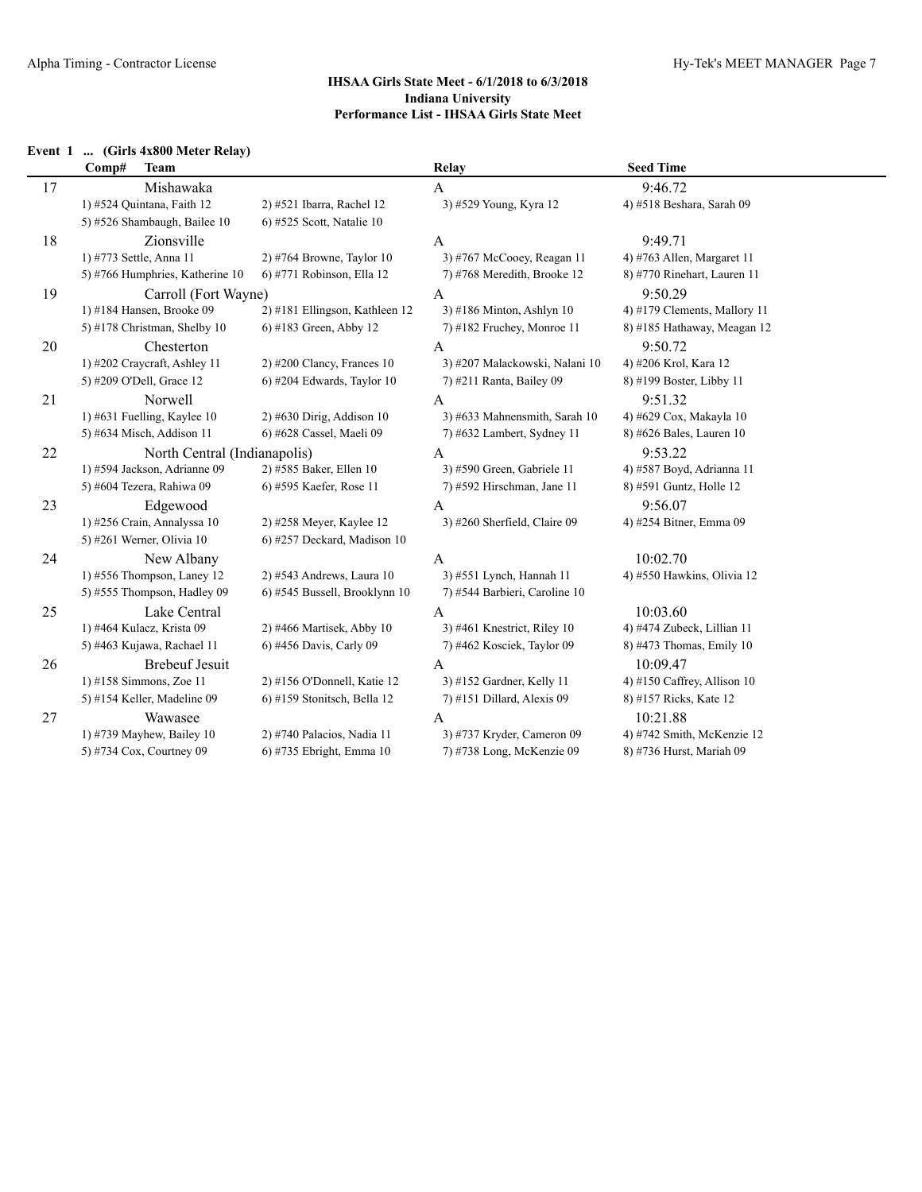**IHSAA Girls State Meet - 6/1/2018 to 6/3/2018**
**Indiana University**
**Performance List - IHSAA Girls State Meet**

**Event 1 ... (Girls 4x800 Meter Relay)**

| Comp# | Team | | Relay | Seed Time |
|---|---|---|---|---|
| 17 | Mishawaka | | A | 9:46.72 |
| | 1) #524 Quintana, Faith 12 | 2) #521 Ibarra, Rachel 12 | 3) #529 Young, Kyra 12 | 4) #518 Beshara, Sarah 09 |
| | 5) #526 Shambaugh, Bailee 10 | 6) #525 Scott, Natalie 10 | | |
| 18 | Zionsville | | A | 9:49.71 |
| | 1) #773 Settle, Anna 11 | 2) #764 Browne, Taylor 10 | 3) #767 McCooey, Reagan 11 | 4) #763 Allen, Margaret 11 |
| | 5) #766 Humphries, Katherine 10 | 6) #771 Robinson, Ella 12 | 7) #768 Meredith, Brooke 12 | 8) #770 Rinehart, Lauren 11 |
| 19 | Carroll (Fort Wayne) | | A | 9:50.29 |
| | 1) #184 Hansen, Brooke 09 | 2) #181 Ellingson, Kathleen 12 | 3) #186 Minton, Ashlyn 10 | 4) #179 Clements, Mallory 11 |
| | 5) #178 Christman, Shelby 10 | 6) #183 Green, Abby 12 | 7) #182 Fruchey, Monroe 11 | 8) #185 Hathaway, Meagan 12 |
| 20 | Chesterton | | A | 9:50.72 |
| | 1) #202 Craycraft, Ashley 11 | 2) #200 Clancy, Frances 10 | 3) #207 Malackowski, Nalani 10 | 4) #206 Krol, Kara 12 |
| | 5) #209 O'Dell, Grace 12 | 6) #204 Edwards, Taylor 10 | 7) #211 Ranta, Bailey 09 | 8) #199 Boster, Libby 11 |
| 21 | Norwell | | A | 9:51.32 |
| | 1) #631 Fuelling, Kaylee 10 | 2) #630 Dirig, Addison 10 | 3) #633 Mahnensmith, Sarah 10 | 4) #629 Cox, Makayla 10 |
| | 5) #634 Misch, Addison 11 | 6) #628 Cassel, Maeli 09 | 7) #632 Lambert, Sydney 11 | 8) #626 Bales, Lauren 10 |
| 22 | North Central (Indianapolis) | | A | 9:53.22 |
| | 1) #594 Jackson, Adrianne 09 | 2) #585 Baker, Ellen 10 | 3) #590 Green, Gabriele 11 | 4) #587 Boyd, Adrianna 11 |
| | 5) #604 Tezera, Rahiwa 09 | 6) #595 Kaefer, Rose 11 | 7) #592 Hirschman, Jane 11 | 8) #591 Guntz, Holle 12 |
| 23 | Edgewood | | A | 9:56.07 |
| | 1) #256 Crain, Annalyssa 10 | 2) #258 Meyer, Kaylee 12 | 3) #260 Sherfield, Claire 09 | 4) #254 Bitner, Emma 09 |
| | 5) #261 Werner, Olivia 10 | 6) #257 Deckard, Madison 10 | | |
| 24 | New Albany | | A | 10:02.70 |
| | 1) #556 Thompson, Laney 12 | 2) #543 Andrews, Laura 10 | 3) #551 Lynch, Hannah 11 | 4) #550 Hawkins, Olivia 12 |
| | 5) #555 Thompson, Hadley 09 | 6) #545 Bussell, Brooklynn 10 | 7) #544 Barbieri, Caroline 10 | |
| 25 | Lake Central | | A | 10:03.60 |
| | 1) #464 Kulacz, Krista 09 | 2) #466 Martisek, Abby 10 | 3) #461 Knestrict, Riley 10 | 4) #474 Zubeck, Lillian 11 |
| | 5) #463 Kujawa, Rachael 11 | 6) #456 Davis, Carly 09 | 7) #462 Kosciek, Taylor 09 | 8) #473 Thomas, Emily 10 |
| 26 | Brebeuf Jesuit | | A | 10:09.47 |
| | 1) #158 Simmons, Zoe 11 | 2) #156 O'Donnell, Katie 12 | 3) #152 Gardner, Kelly 11 | 4) #150 Caffrey, Allison 10 |
| | 5) #154 Keller, Madeline 09 | 6) #159 Stonitsch, Bella 12 | 7) #151 Dillard, Alexis 09 | 8) #157 Ricks, Kate 12 |
| 27 | Wawasee | | A | 10:21.88 |
| | 1) #739 Mayhew, Bailey 10 | 2) #740 Palacios, Nadia 11 | 3) #737 Kryder, Cameron 09 | 4) #742 Smith, McKenzie 12 |
| | 5) #734 Cox, Courtney 09 | 6) #735 Ebright, Emma 10 | 7) #738 Long, McKenzie 09 | 8) #736 Hurst, Mariah 09 |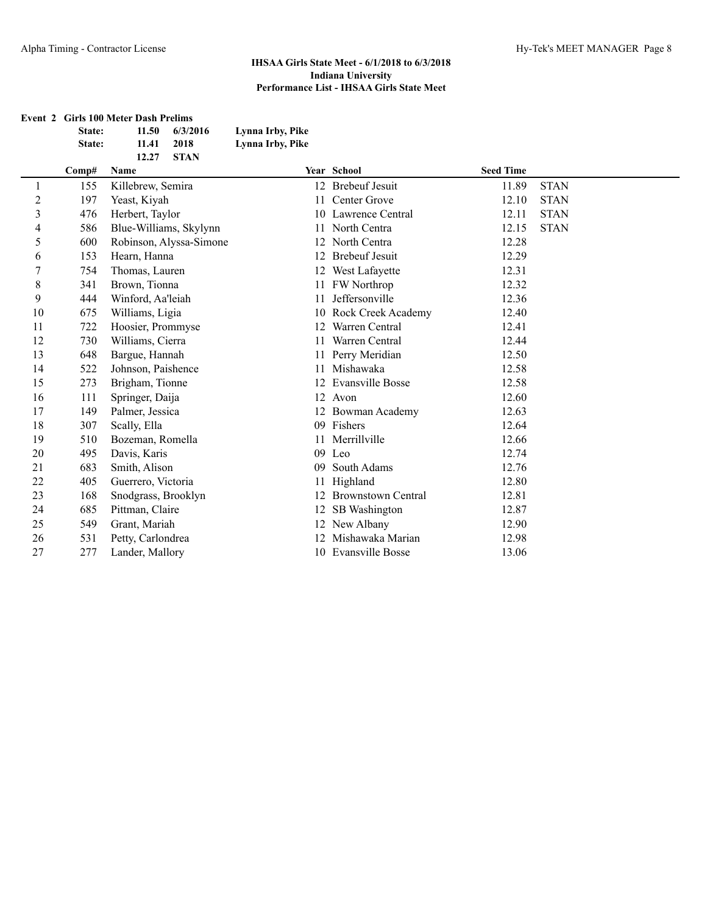**IHSAA Girls State Meet - 6/1/2018 to 6/3/2018**
**Indiana University**
**Performance List - IHSAA Girls State Meet**

**Event 2 Girls 100 Meter Dash Prelims**

| | | | |
|---|---|---|---|
| **State:** | **11.50** | **6/3/2016** | **Lynna Irby, Pike** |
| **State:** | **11.41** | **2018** | **Lynna Irby, Pike** |
| | **12.27** | **STAN** | |

| | Comp# | Name | Year | School | Seed Time | |
|---|---|---|---|---|---|---|
| 1 | 155 | Killebrew, Semira | 12 | Brebeuf Jesuit | 11.89 | STAN |
| 2 | 197 | Yeast, Kiyah | 11 | Center Grove | 12.10 | STAN |
| 3 | 476 | Herbert, Taylor | 10 | Lawrence Central | 12.11 | STAN |
| 4 | 586 | Blue-Williams, Skylynn | 11 | North Centra | 12.15 | STAN |
| 5 | 600 | Robinson, Alyssa-Simone | 12 | North Centra | 12.28 | |
| 6 | 153 | Hearn, Hanna | 12 | Brebeuf Jesuit | 12.29 | |
| 7 | 754 | Thomas, Lauren | 12 | West Lafayette | 12.31 | |
| 8 | 341 | Brown, Tionna | 11 | FW Northrop | 12.32 | |
| 9 | 444 | Winford, Aa'leiah | 11 | Jeffersonville | 12.36 | |
| 10 | 675 | Williams, Ligia | 10 | Rock Creek Academy | 12.40 | |
| 11 | 722 | Hoosier, Prommyse | 12 | Warren Central | 12.41 | |
| 12 | 730 | Williams, Cierra | 11 | Warren Central | 12.44 | |
| 13 | 648 | Bargue, Hannah | 11 | Perry Meridian | 12.50 | |
| 14 | 522 | Johnson, Paishence | 11 | Mishawaka | 12.58 | |
| 15 | 273 | Brigham, Tionne | 12 | Evansville Bosse | 12.58 | |
| 16 | 111 | Springer, Daija | 12 | Avon | 12.60 | |
| 17 | 149 | Palmer, Jessica | 12 | Bowman Academy | 12.63 | |
| 18 | 307 | Scally, Ella | 09 | Fishers | 12.64 | |
| 19 | 510 | Bozeman, Romella | 11 | Merrillville | 12.66 | |
| 20 | 495 | Davis, Karis | 09 | Leo | 12.74 | |
| 21 | 683 | Smith, Alison | 09 | South Adams | 12.76 | |
| 22 | 405 | Guerrero, Victoria | 11 | Highland | 12.80 | |
| 23 | 168 | Snodgrass, Brooklyn | 12 | Brownstown Central | 12.81 | |
| 24 | 685 | Pittman, Claire | 12 | SB Washington | 12.87 | |
| 25 | 549 | Grant, Mariah | 12 | New Albany | 12.90 | |
| 26 | 531 | Petty, Carlondrea | 12 | Mishawaka Marian | 12.98 | |
| 27 | 277 | Lander, Mallory | 10 | Evansville Bosse | 13.06 | |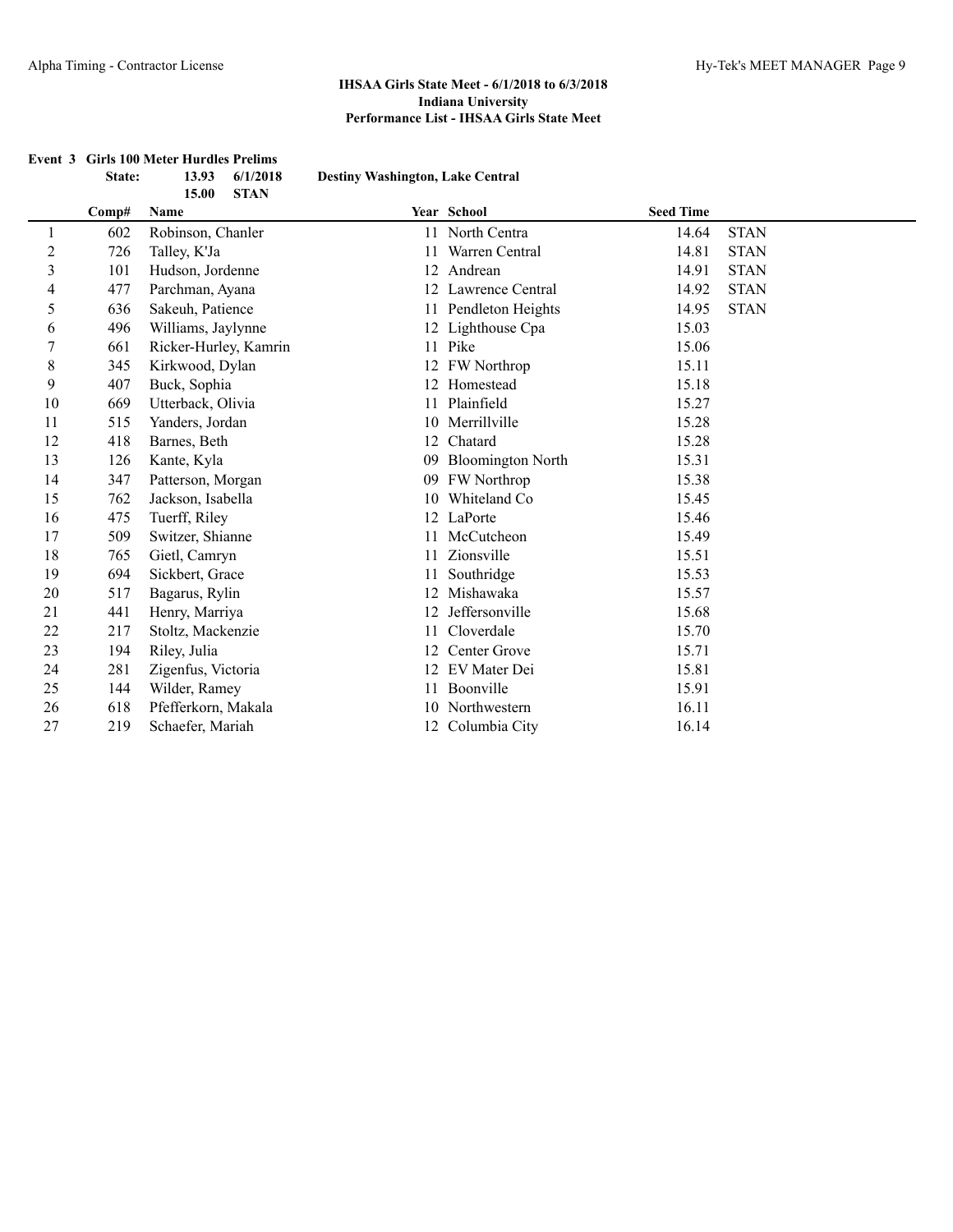**IHSAA Girls State Meet - 6/1/2018 to 6/3/2018**
**Indiana University**
**Performance List - IHSAA Girls State Meet**

**Event 3 Girls 100 Meter Hurdles Prelims**

| | | | | |
|---|---|---|---|---|
| **State:** | **13.93** | **6/1/2018** | **Destiny Washington, Lake Central** | |
| | **15.00** | **STAN** | | |

| | Comp# | Name | Year | School | Seed Time | |
|---|---|---|---|---|---|---|
| 1 | 602 | Robinson, Chanler | 11 | North Centra | 14.64 | STAN |
| 2 | 726 | Talley, K'Ja | 11 | Warren Central | 14.81 | STAN |
| 3 | 101 | Hudson, Jordenne | 12 | Andrean | 14.91 | STAN |
| 4 | 477 | Parchman, Ayana | 12 | Lawrence Central | 14.92 | STAN |
| 5 | 636 | Sakeuh, Patience | 11 | Pendleton Heights | 14.95 | STAN |
| 6 | 496 | Williams, Jaylynne | 12 | Lighthouse Cpa | 15.03 | |
| 7 | 661 | Ricker-Hurley, Kamrin | 11 | Pike | 15.06 | |
| 8 | 345 | Kirkwood, Dylan | 12 | FW Northrop | 15.11 | |
| 9 | 407 | Buck, Sophia | 12 | Homestead | 15.18 | |
| 10 | 669 | Utterback, Olivia | 11 | Plainfield | 15.27 | |
| 11 | 515 | Yanders, Jordan | 10 | Merrillville | 15.28 | |
| 12 | 418 | Barnes, Beth | 12 | Chatard | 15.28 | |
| 13 | 126 | Kante, Kyla | 09 | Bloomington North | 15.31 | |
| 14 | 347 | Patterson, Morgan | 09 | FW Northrop | 15.38 | |
| 15 | 762 | Jackson, Isabella | 10 | Whiteland Co | 15.45 | |
| 16 | 475 | Tuerff, Riley | 12 | LaPorte | 15.46 | |
| 17 | 509 | Switzer, Shianne | 11 | McCutcheon | 15.49 | |
| 18 | 765 | Gietl, Camryn | 11 | Zionsville | 15.51 | |
| 19 | 694 | Sickbert, Grace | 11 | Southridge | 15.53 | |
| 20 | 517 | Bagarus, Rylin | 12 | Mishawaka | 15.57 | |
| 21 | 441 | Henry, Marriya | 12 | Jeffersonville | 15.68 | |
| 22 | 217 | Stoltz, Mackenzie | 11 | Cloverdale | 15.70 | |
| 23 | 194 | Riley, Julia | 12 | Center Grove | 15.71 | |
| 24 | 281 | Zigenfus, Victoria | 12 | EV Mater Dei | 15.81 | |
| 25 | 144 | Wilder, Ramey | 11 | Boonville | 15.91 | |
| 26 | 618 | Pfefferkorn, Makala | 10 | Northwestern | 16.11 | |
| 27 | 219 | Schaefer, Mariah | 12 | Columbia City | 16.14 | |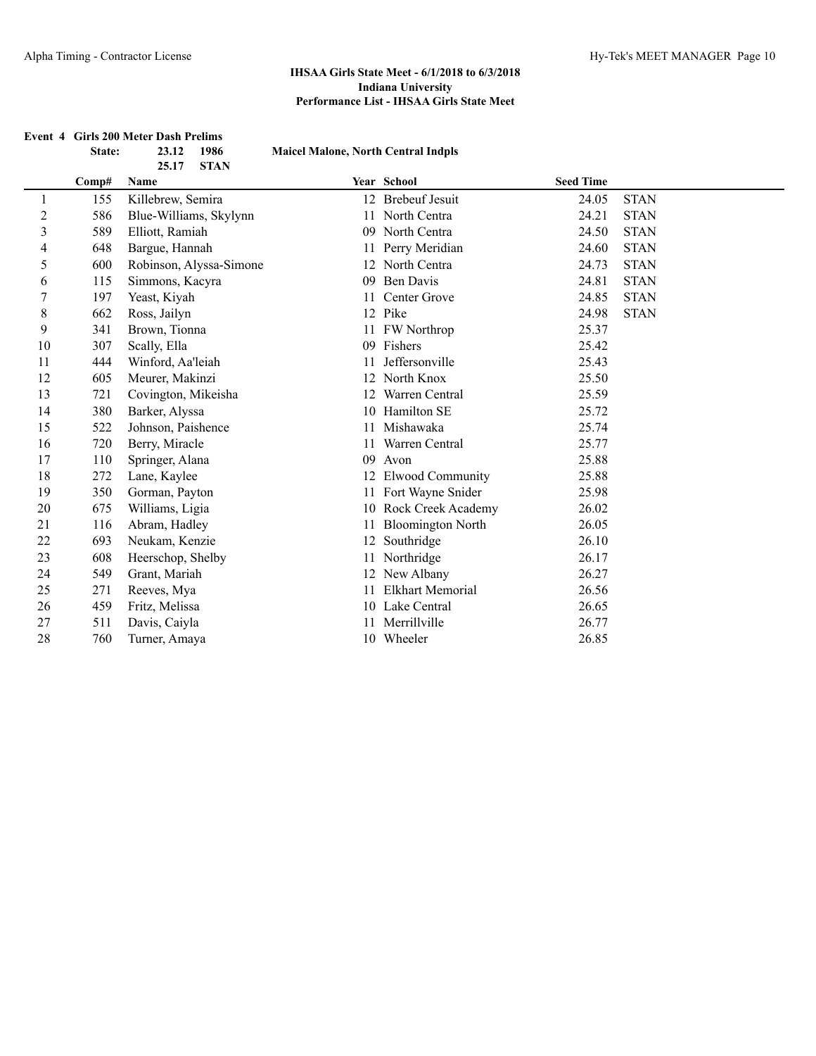### IHSAA Girls State Meet - 6/1/2018 to 6/3/2018
### Indiana University
### Performance List - IHSAA Girls State Meet

**Event 4 Girls 200 Meter Dash Prelims**

**State: 23.12 1986 Maicel Malone, North Central Indpls**
**25.17 STAN**

| | Comp# | Name | Year | School | Seed Time | |
|---|---|---|---|---|---|---|
| 1 | 155 | Killebrew, Semira | 12 | Brebeuf Jesuit | 24.05 | STAN |
| 2 | 586 | Blue-Williams, Skylynn | 11 | North Centra | 24.21 | STAN |
| 3 | 589 | Elliott, Ramiah | 09 | North Centra | 24.50 | STAN |
| 4 | 648 | Bargue, Hannah | 11 | Perry Meridian | 24.60 | STAN |
| 5 | 600 | Robinson, Alyssa-Simone | 12 | North Centra | 24.73 | STAN |
| 6 | 115 | Simmons, Kacyra | 09 | Ben Davis | 24.81 | STAN |
| 7 | 197 | Yeast, Kiyah | 11 | Center Grove | 24.85 | STAN |
| 8 | 662 | Ross, Jailyn | 12 | Pike | 24.98 | STAN |
| 9 | 341 | Brown, Tionna | 11 | FW Northrop | 25.37 | |
| 10 | 307 | Scally, Ella | 09 | Fishers | 25.42 | |
| 11 | 444 | Winford, Aa'leiah | 11 | Jeffersonville | 25.43 | |
| 12 | 605 | Meurer, Makinzi | 12 | North Knox | 25.50 | |
| 13 | 721 | Covington, Mikeisha | 12 | Warren Central | 25.59 | |
| 14 | 380 | Barker, Alyssa | 10 | Hamilton SE | 25.72 | |
| 15 | 522 | Johnson, Paishence | 11 | Mishawaka | 25.74 | |
| 16 | 720 | Berry, Miracle | 11 | Warren Central | 25.77 | |
| 17 | 110 | Springer, Alana | 09 | Avon | 25.88 | |
| 18 | 272 | Lane, Kaylee | 12 | Elwood Community | 25.88 | |
| 19 | 350 | Gorman, Payton | 11 | Fort Wayne Snider | 25.98 | |
| 20 | 675 | Williams, Ligia | 10 | Rock Creek Academy | 26.02 | |
| 21 | 116 | Abram, Hadley | 11 | Bloomington North | 26.05 | |
| 22 | 693 | Neukam, Kenzie | 12 | Southridge | 26.10 | |
| 23 | 608 | Heerschop, Shelby | 11 | Northridge | 26.17 | |
| 24 | 549 | Grant, Mariah | 12 | New Albany | 26.27 | |
| 25 | 271 | Reeves, Mya | 11 | Elkhart Memorial | 26.56 | |
| 26 | 459 | Fritz, Melissa | 10 | Lake Central | 26.65 | |
| 27 | 511 | Davis, Caiyla | 11 | Merrillville | 26.77 | |
| 28 | 760 | Turner, Amaya | 10 | Wheeler | 26.85 | |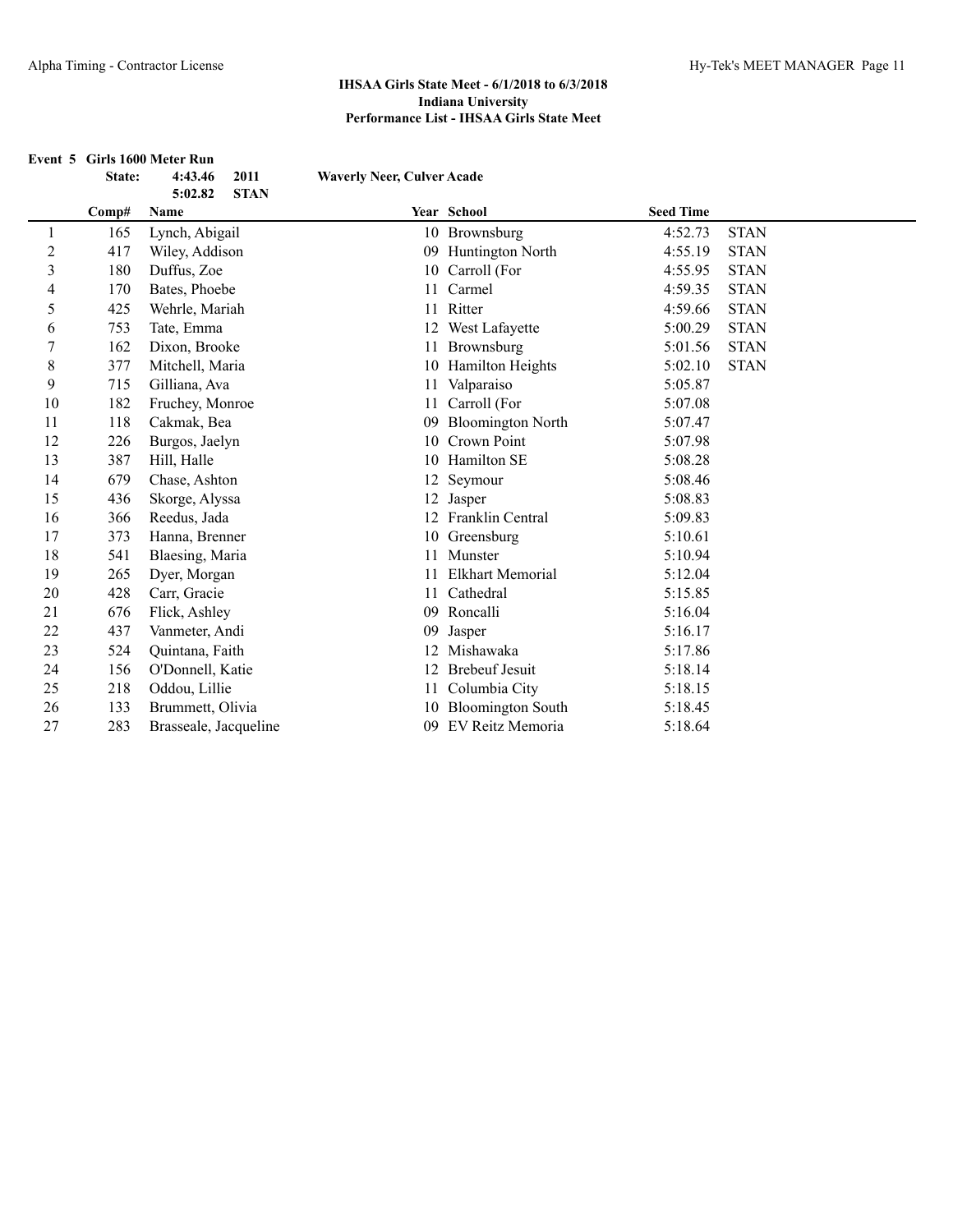**IHSAA Girls State Meet - 6/1/2018 to 6/3/2018**
**Indiana University**
**Performance List - IHSAA Girls State Meet**

**Event 5 Girls 1600 Meter Run**

| | | | | |
|---|---|---|---|---|
| **State:** | **4:43.46** | **2011** | **Waverly Neer, Culver Acade** | |
| | **5:02.82** | **STAN** | | |

| | Comp# | Name | Year | School | Seed Time | |
|---|---|---|---|---|---|---|
| 1 | 165 | Lynch, Abigail | 10 | Brownsburg | 4:52.73 | STAN |
| 2 | 417 | Wiley, Addison | 09 | Huntington North | 4:55.19 | STAN |
| 3 | 180 | Duffus, Zoe | 10 | Carroll (For | 4:55.95 | STAN |
| 4 | 170 | Bates, Phoebe | 11 | Carmel | 4:59.35 | STAN |
| 5 | 425 | Wehrle, Mariah | 11 | Ritter | 4:59.66 | STAN |
| 6 | 753 | Tate, Emma | 12 | West Lafayette | 5:00.29 | STAN |
| 7 | 162 | Dixon, Brooke | 11 | Brownsburg | 5:01.56 | STAN |
| 8 | 377 | Mitchell, Maria | 10 | Hamilton Heights | 5:02.10 | STAN |
| 9 | 715 | Gilliana, Ava | 11 | Valparaiso | 5:05.87 | |
| 10 | 182 | Fruchey, Monroe | 11 | Carroll (For | 5:07.08 | |
| 11 | 118 | Cakmak, Bea | 09 | Bloomington North | 5:07.47 | |
| 12 | 226 | Burgos, Jaelyn | 10 | Crown Point | 5:07.98 | |
| 13 | 387 | Hill, Halle | 10 | Hamilton SE | 5:08.28 | |
| 14 | 679 | Chase, Ashton | 12 | Seymour | 5:08.46 | |
| 15 | 436 | Skorge, Alyssa | 12 | Jasper | 5:08.83 | |
| 16 | 366 | Reedus, Jada | 12 | Franklin Central | 5:09.83 | |
| 17 | 373 | Hanna, Brenner | 10 | Greensburg | 5:10.61 | |
| 18 | 541 | Blaesing, Maria | 11 | Munster | 5:10.94 | |
| 19 | 265 | Dyer, Morgan | 11 | Elkhart Memorial | 5:12.04 | |
| 20 | 428 | Carr, Gracie | 11 | Cathedral | 5:15.85 | |
| 21 | 676 | Flick, Ashley | 09 | Roncalli | 5:16.04 | |
| 22 | 437 | Vanmeter, Andi | 09 | Jasper | 5:16.17 | |
| 23 | 524 | Quintana, Faith | 12 | Mishawaka | 5:17.86 | |
| 24 | 156 | O'Donnell, Katie | 12 | Brebeuf Jesuit | 5:18.14 | |
| 25 | 218 | Oddou, Lillie | 11 | Columbia City | 5:18.15 | |
| 26 | 133 | Brummett, Olivia | 10 | Bloomington South | 5:18.45 | |
| 27 | 283 | Brasseale, Jacqueline | 09 | EV Reitz Memoria | 5:18.64 | |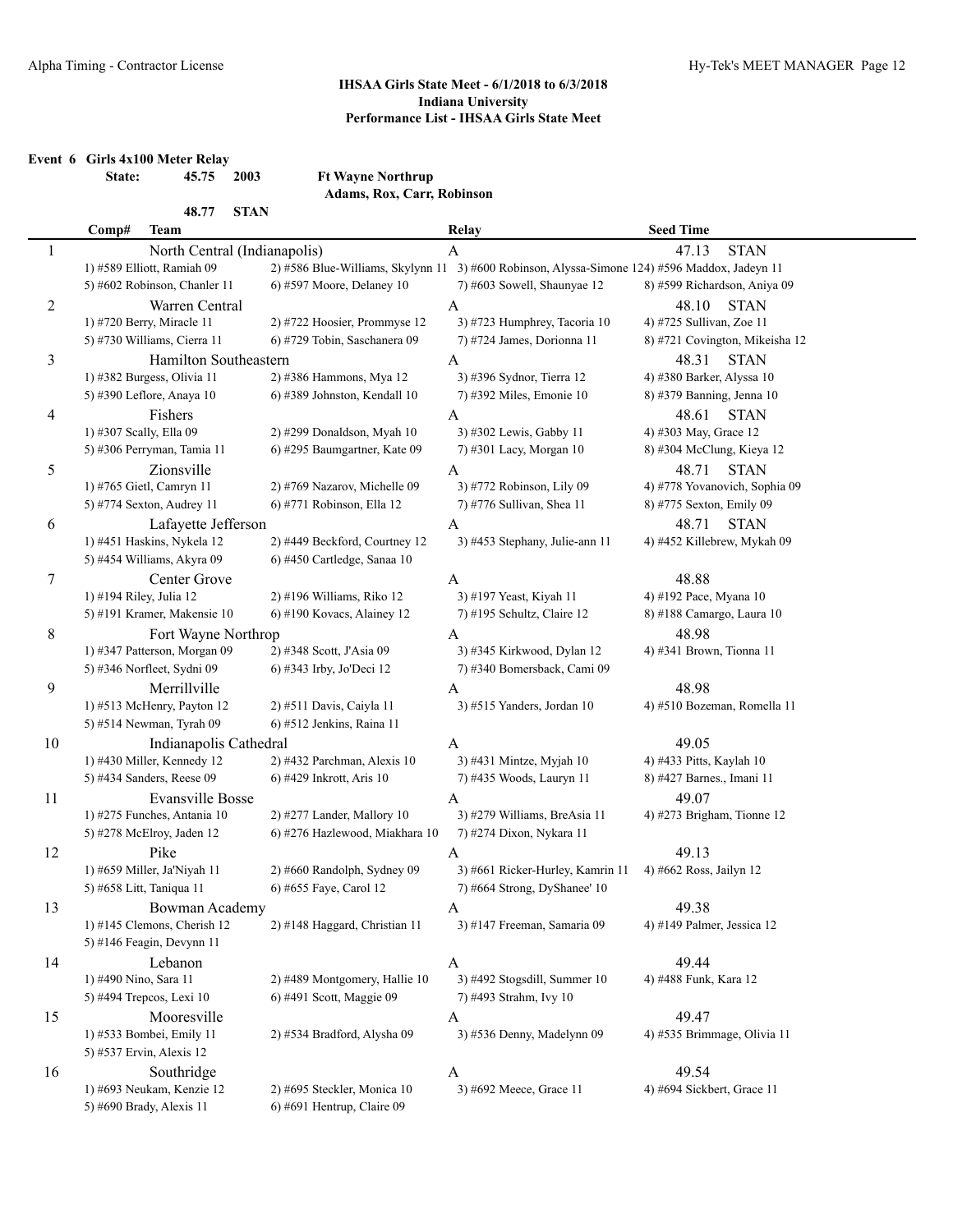## IHSAA Girls State Meet - 6/1/2018 to 6/3/2018
## Indiana University
## Performance List - IHSAA Girls State Meet

**Event 6 Girls 4x100 Meter Relay**

**State: 45.75 2003 Ft Wayne Northrup**
**Adams, Rox, Carr, Robinson**

**48.77 STAN**

| Comp# | Team | Relay | Seed Time |
|---|---|---|---|
| 1 | North Central (Indianapolis) | A | 47.13 STAN |
| | 1) #589 Elliott, Ramiah 09 · 2) #586 Blue-Williams, Skylynn 11 · 3) #600 Robinson, Alyssa-Simone 12 · 4) #596 Maddox, Jadeyn 11 · 5) #602 Robinson, Chanler 11 · 6) #597 Moore, Delaney 10 · 7) #603 Sowell, Shaunyae 12 · 8) #599 Richardson, Aniya 09 | | |
| 2 | Warren Central | A | 48.10 STAN |
| | 1) #720 Berry, Miracle 11 · 2) #722 Hoosier, Prommyse 12 · 3) #723 Humphrey, Tacoria 10 · 4) #725 Sullivan, Zoe 11 · 5) #730 Williams, Cierra 11 · 6) #729 Tobin, Saschanera 09 · 7) #724 James, Dorionna 11 · 8) #721 Covington, Mikeisha 12 | | |
| 3 | Hamilton Southeastern | A | 48.31 STAN |
| | 1) #382 Burgess, Olivia 11 · 2) #386 Hammons, Mya 12 · 3) #396 Sydnor, Tierra 12 · 4) #380 Barker, Alyssa 10 · 5) #390 Leflore, Anaya 10 · 6) #389 Johnston, Kendall 10 · 7) #392 Miles, Emonie 10 · 8) #379 Banning, Jenna 10 | | |
| 4 | Fishers | A | 48.61 STAN |
| | 1) #307 Scally, Ella 09 · 2) #299 Donaldson, Myah 10 · 3) #302 Lewis, Gabby 11 · 4) #303 May, Grace 12 · 5) #306 Perryman, Tamia 11 · 6) #295 Baumgartner, Kate 09 · 7) #301 Lacy, Morgan 10 · 8) #304 McClung, Kieya 12 | | |
| 5 | Zionsville | A | 48.71 STAN |
| | 1) #765 Gietl, Camryn 11 · 2) #769 Nazarov, Michelle 09 · 3) #772 Robinson, Lily 09 · 4) #778 Yovanovich, Sophia 09 · 5) #774 Sexton, Audrey 11 · 6) #771 Robinson, Ella 12 · 7) #776 Sullivan, Shea 11 · 8) #775 Sexton, Emily 09 | | |
| 6 | Lafayette Jefferson | A | 48.71 STAN |
| | 1) #451 Haskins, Nykela 12 · 2) #449 Beckford, Courtney 12 · 3) #453 Stephany, Julie-ann 11 · 4) #452 Killebrew, Mykah 09 · 5) #454 Williams, Akyra 09 · 6) #450 Cartledge, Sanaa 10 | | |
| 7 | Center Grove | A | 48.88 |
| | 1) #194 Riley, Julia 12 · 2) #196 Williams, Riko 12 · 3) #197 Yeast, Kiyah 11 · 4) #192 Pace, Myana 10 · 5) #191 Kramer, Makensie 10 · 6) #190 Kovacs, Alainey 12 · 7) #195 Schultz, Claire 12 · 8) #188 Camargo, Laura 10 | | |
| 8 | Fort Wayne Northrop | A | 48.98 |
| | 1) #347 Patterson, Morgan 09 · 2) #348 Scott, J'Asia 09 · 3) #345 Kirkwood, Dylan 12 · 4) #341 Brown, Tionna 11 · 5) #346 Norfleet, Sydni 09 · 6) #343 Irby, Jo'Deci 12 · 7) #340 Bomersback, Cami 09 | | |
| 9 | Merrillville | A | 48.98 |
| | 1) #513 McHenry, Payton 12 · 2) #511 Davis, Caiyla 11 · 3) #515 Yanders, Jordan 10 · 4) #510 Bozeman, Romella 11 · 5) #514 Newman, Tyrah 09 · 6) #512 Jenkins, Raina 11 | | |
| 10 | Indianapolis Cathedral | A | 49.05 |
| | 1) #430 Miller, Kennedy 12 · 2) #432 Parchman, Alexis 10 · 3) #431 Mintze, Myjah 10 · 4) #433 Pitts, Kaylah 10 · 5) #434 Sanders, Reese 09 · 6) #429 Inkrott, Aris 10 · 7) #435 Woods, Lauryn 11 · 8) #427 Barnes., Imani 11 | | |
| 11 | Evansville Bosse | A | 49.07 |
| | 1) #275 Funches, Antania 10 · 2) #277 Lander, Mallory 10 · 3) #279 Williams, BreAsia 11 · 4) #273 Brigham, Tionne 12 · 5) #278 McElroy, Jaden 12 · 6) #276 Hazlewood, Miakhara 10 · 7) #274 Dixon, Nykara 11 | | |
| 12 | Pike | A | 49.13 |
| | 1) #659 Miller, Ja'Niyah 11 · 2) #660 Randolph, Sydney 09 · 3) #661 Ricker-Hurley, Kamrin 11 · 4) #662 Ross, Jailyn 12 · 5) #658 Litt, Taniqua 11 · 6) #655 Faye, Carol 12 · 7) #664 Strong, DyShanee' 10 | | |
| 13 | Bowman Academy | A | 49.38 |
| | 1) #145 Clemons, Cherish 12 · 2) #148 Haggard, Christian 11 · 3) #147 Freeman, Samaria 09 · 4) #149 Palmer, Jessica 12 · 5) #146 Feagin, Devynn 11 | | |
| 14 | Lebanon | A | 49.44 |
| | 1) #490 Nino, Sara 11 · 2) #489 Montgomery, Hallie 10 · 3) #492 Stogsdill, Summer 10 · 4) #488 Funk, Kara 12 · 5) #494 Trepcos, Lexi 10 · 6) #491 Scott, Maggie 09 · 7) #493 Strahm, Ivy 10 | | |
| 15 | Mooresville | A | 49.47 |
| | 1) #533 Bombei, Emily 11 · 2) #534 Bradford, Alysha 09 · 3) #536 Denny, Madelynn 09 · 4) #535 Brimmage, Olivia 11 · 5) #537 Ervin, Alexis 12 | | |
| 16 | Southridge | A | 49.54 |
| | 1) #693 Neukam, Kenzie 12 · 2) #695 Steckler, Monica 10 · 3) #692 Meece, Grace 11 · 4) #694 Sickbert, Grace 11 · 5) #690 Brady, Alexis 11 · 6) #691 Hentrup, Claire 09 | | |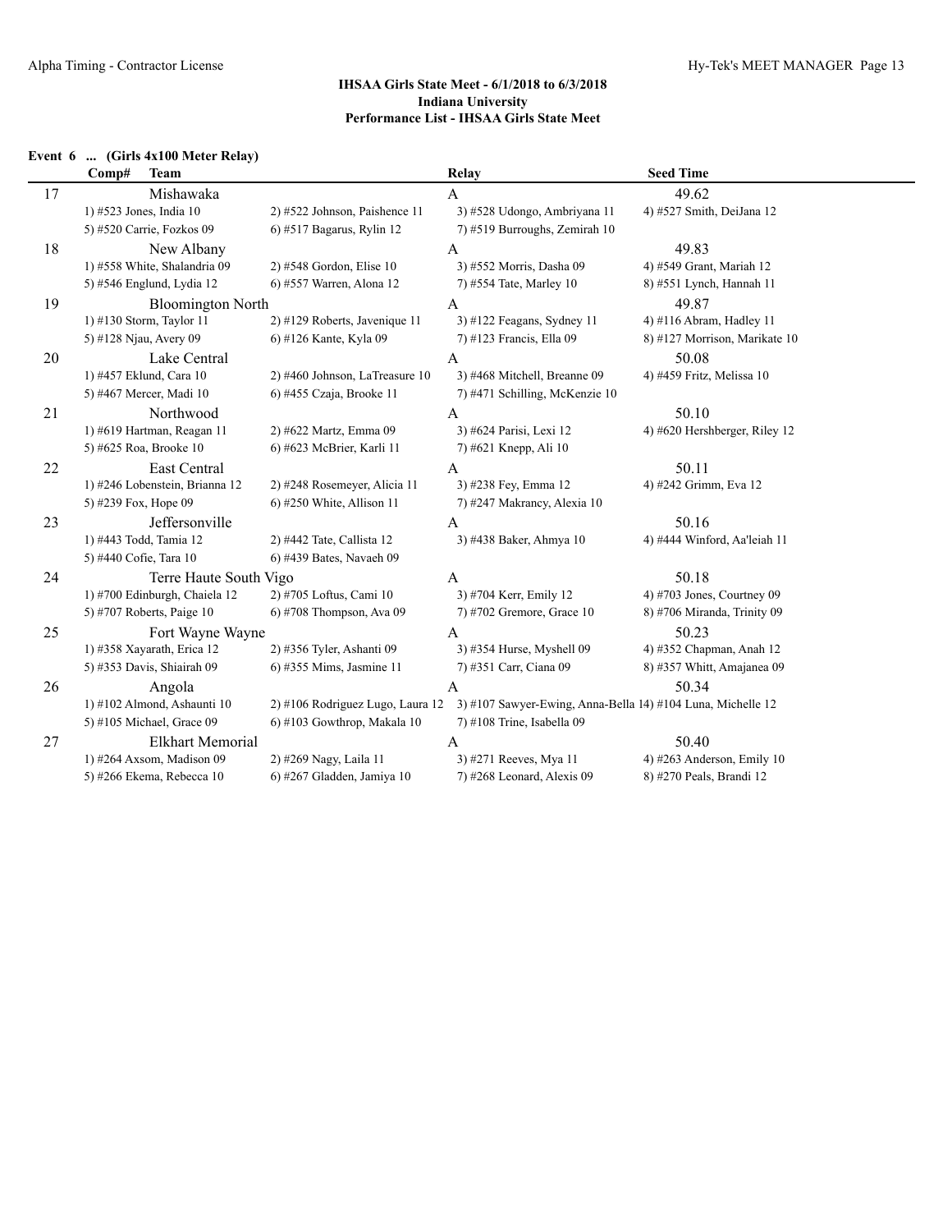## IHSAA Girls State Meet - 6/1/2018 to 6/3/2018
## Indiana University
## Performance List - IHSAA Girls State Meet

### Event 6 ... (Girls 4x100 Meter Relay)

| Comp# | Team | | Relay | Seed Time |
|---|---|---|---|---|
| 17 | Mishawaka | | A | 49.62 |
| | 1) #523 Jones, India 10 | 2) #522 Johnson, Paishence 11 | 3) #528 Udongo, Ambriyana 11 | 4) #527 Smith, DeiJana 12 |
| | 5) #520 Carrie, Fozkos 09 | 6) #517 Bagarus, Rylin 12 | 7) #519 Burroughs, Zemirah 10 | |
| 18 | New Albany | | A | 49.83 |
| | 1) #558 White, Shalandria 09 | 2) #548 Gordon, Elise 10 | 3) #552 Morris, Dasha 09 | 4) #549 Grant, Mariah 12 |
| | 5) #546 Englund, Lydia 12 | 6) #557 Warren, Alona 12 | 7) #554 Tate, Marley 10 | 8) #551 Lynch, Hannah 11 |
| 19 | Bloomington North | | A | 49.87 |
| | 1) #130 Storm, Taylor 11 | 2) #129 Roberts, Javenique 11 | 3) #122 Feagans, Sydney 11 | 4) #116 Abram, Hadley 11 |
| | 5) #128 Njau, Avery 09 | 6) #126 Kante, Kyla 09 | 7) #123 Francis, Ella 09 | 8) #127 Morrison, Marikate 10 |
| 20 | Lake Central | | A | 50.08 |
| | 1) #457 Eklund, Cara 10 | 2) #460 Johnson, LaTreasure 10 | 3) #468 Mitchell, Breanne 09 | 4) #459 Fritz, Melissa 10 |
| | 5) #467 Mercer, Madi 10 | 6) #455 Czaja, Brooke 11 | 7) #471 Schilling, McKenzie 10 | |
| 21 | Northwood | | A | 50.10 |
| | 1) #619 Hartman, Reagan 11 | 2) #622 Martz, Emma 09 | 3) #624 Parisi, Lexi 12 | 4) #620 Hershberger, Riley 12 |
| | 5) #625 Roa, Brooke 10 | 6) #623 McBrier, Karli 11 | 7) #621 Knepp, Ali 10 | |
| 22 | East Central | | A | 50.11 |
| | 1) #246 Lobenstein, Brianna 12 | 2) #248 Rosemeyer, Alicia 11 | 3) #238 Fey, Emma 12 | 4) #242 Grimm, Eva 12 |
| | 5) #239 Fox, Hope 09 | 6) #250 White, Allison 11 | 7) #247 Makrancy, Alexia 10 | |
| 23 | Jeffersonville | | A | 50.16 |
| | 1) #443 Todd, Tamia 12 | 2) #442 Tate, Callista 12 | 3) #438 Baker, Ahmya 10 | 4) #444 Winford, Aa'leiah 11 |
| | 5) #440 Cofie, Tara 10 | 6) #439 Bates, Navaeh 09 | | |
| 24 | Terre Haute South Vigo | | A | 50.18 |
| | 1) #700 Edinburgh, Chaiela 12 | 2) #705 Loftus, Cami 10 | 3) #704 Kerr, Emily 12 | 4) #703 Jones, Courtney 09 |
| | 5) #707 Roberts, Paige 10 | 6) #708 Thompson, Ava 09 | 7) #702 Gremore, Grace 10 | 8) #706 Miranda, Trinity 09 |
| 25 | Fort Wayne Wayne | | A | 50.23 |
| | 1) #358 Xayarath, Erica 12 | 2) #356 Tyler, Ashanti 09 | 3) #354 Hurse, Myshell 09 | 4) #352 Chapman, Anah 12 |
| | 5) #353 Davis, Shiairah 09 | 6) #355 Mims, Jasmine 11 | 7) #351 Carr, Ciana 09 | 8) #357 Whitt, Amajanea 09 |
| 26 | Angola | | A | 50.34 |
| | 1) #102 Almond, Ashaunti 10 | 2) #106 Rodriguez Lugo, Laura 12 | 3) #107 Sawyer-Ewing, Anna-Bella 14 | 4) #104 Luna, Michelle 12 |
| | 5) #105 Michael, Grace 09 | 6) #103 Gowthrop, Makala 10 | 7) #108 Trine, Isabella 09 | |
| 27 | Elkhart Memorial | | A | 50.40 |
| | 1) #264 Axsom, Madison 09 | 2) #269 Nagy, Laila 11 | 3) #271 Reeves, Mya 11 | 4) #263 Anderson, Emily 10 |
| | 5) #266 Ekema, Rebecca 10 | 6) #267 Gladden, Jamiya 10 | 7) #268 Leonard, Alexis 09 | 8) #270 Peals, Brandi 12 |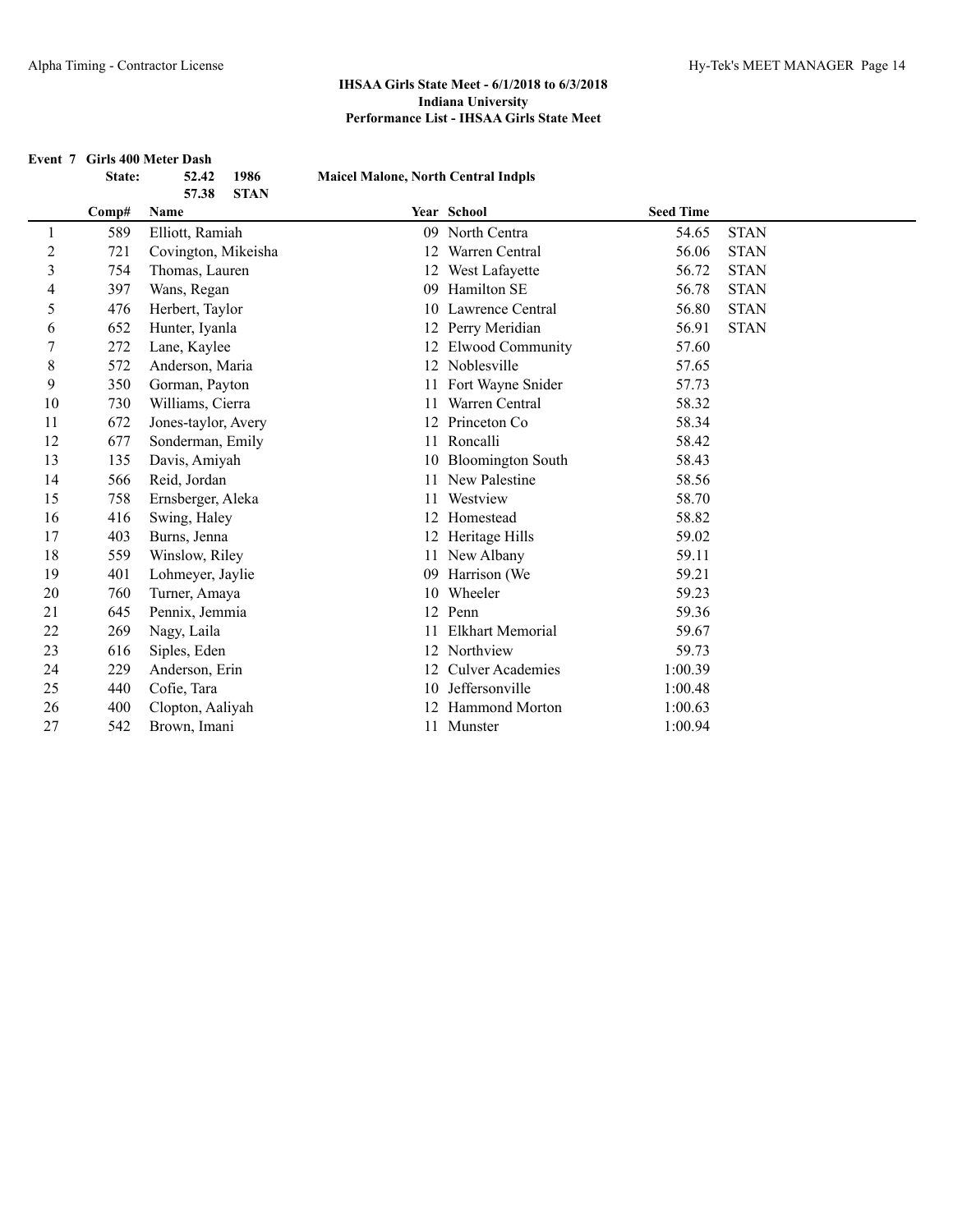**IHSAA Girls State Meet - 6/1/2018 to 6/3/2018**
**Indiana University**
**Performance List - IHSAA Girls State Meet**

**Event 7 Girls 400 Meter Dash**

| | | | | | | |
|---|---|---|---|---|---|---|
| | **State:** | **52.42** **1986** | **Maicel Malone, North Central Indpls** | | | |
| | | **57.38** **STAN** | | | | |
| | **Comp#** | **Name** | **Year** | **School** | **Seed Time** | |
| 1 | 589 | Elliott, Ramiah | 09 | North Centra | 54.65 | STAN |
| 2 | 721 | Covington, Mikeisha | 12 | Warren Central | 56.06 | STAN |
| 3 | 754 | Thomas, Lauren | 12 | West Lafayette | 56.72 | STAN |
| 4 | 397 | Wans, Regan | 09 | Hamilton SE | 56.78 | STAN |
| 5 | 476 | Herbert, Taylor | 10 | Lawrence Central | 56.80 | STAN |
| 6 | 652 | Hunter, Iyanla | 12 | Perry Meridian | 56.91 | STAN |
| 7 | 272 | Lane, Kaylee | 12 | Elwood Community | 57.60 | |
| 8 | 572 | Anderson, Maria | 12 | Noblesville | 57.65 | |
| 9 | 350 | Gorman, Payton | 11 | Fort Wayne Snider | 57.73 | |
| 10 | 730 | Williams, Cierra | 11 | Warren Central | 58.32 | |
| 11 | 672 | Jones-taylor, Avery | 12 | Princeton Co | 58.34 | |
| 12 | 677 | Sonderman, Emily | 11 | Roncalli | 58.42 | |
| 13 | 135 | Davis, Amiyah | 10 | Bloomington South | 58.43 | |
| 14 | 566 | Reid, Jordan | 11 | New Palestine | 58.56 | |
| 15 | 758 | Ernsberger, Aleka | 11 | Westview | 58.70 | |
| 16 | 416 | Swing, Haley | 12 | Homestead | 58.82 | |
| 17 | 403 | Burns, Jenna | 12 | Heritage Hills | 59.02 | |
| 18 | 559 | Winslow, Riley | 11 | New Albany | 59.11 | |
| 19 | 401 | Lohmeyer, Jaylie | 09 | Harrison (We | 59.21 | |
| 20 | 760 | Turner, Amaya | 10 | Wheeler | 59.23 | |
| 21 | 645 | Pennix, Jemmia | 12 | Penn | 59.36 | |
| 22 | 269 | Nagy, Laila | 11 | Elkhart Memorial | 59.67 | |
| 23 | 616 | Siples, Eden | 12 | Northview | 59.73 | |
| 24 | 229 | Anderson, Erin | 12 | Culver Academies | 1:00.39 | |
| 25 | 440 | Cofie, Tara | 10 | Jeffersonville | 1:00.48 | |
| 26 | 400 | Clopton, Aaliyah | 12 | Hammond Morton | 1:00.63 | |
| 27 | 542 | Brown, Imani | 11 | Munster | 1:00.94 | |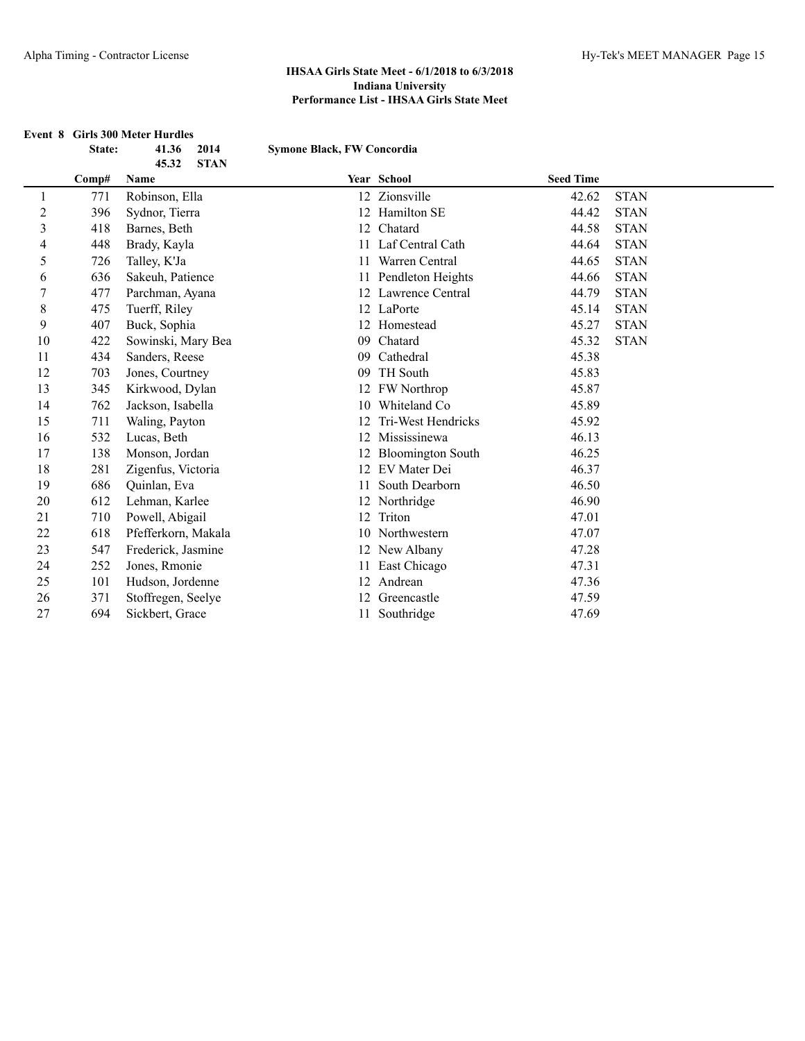## IHSAA Girls State Meet - 6/1/2018 to 6/3/2018
## Indiana University
## Performance List - IHSAA Girls State Meet

**Event 8 Girls 300 Meter Hurdles**

**State:** 41.36 2014 **Symone Black, FW Concordia**
45.32 STAN

| | Comp# | Name | Year | School | Seed Time | |
|---|---|---|---|---|---|---|
| 1 | 771 | Robinson, Ella | 12 | Zionsville | 42.62 | STAN |
| 2 | 396 | Sydnor, Tierra | 12 | Hamilton SE | 44.42 | STAN |
| 3 | 418 | Barnes, Beth | 12 | Chatard | 44.58 | STAN |
| 4 | 448 | Brady, Kayla | 11 | Laf Central Cath | 44.64 | STAN |
| 5 | 726 | Talley, K'Ja | 11 | Warren Central | 44.65 | STAN |
| 6 | 636 | Sakeuh, Patience | 11 | Pendleton Heights | 44.66 | STAN |
| 7 | 477 | Parchman, Ayana | 12 | Lawrence Central | 44.79 | STAN |
| 8 | 475 | Tuerff, Riley | 12 | LaPorte | 45.14 | STAN |
| 9 | 407 | Buck, Sophia | 12 | Homestead | 45.27 | STAN |
| 10 | 422 | Sowinski, Mary Bea | 09 | Chatard | 45.32 | STAN |
| 11 | 434 | Sanders, Reese | 09 | Cathedral | 45.38 | |
| 12 | 703 | Jones, Courtney | 09 | TH South | 45.83 | |
| 13 | 345 | Kirkwood, Dylan | 12 | FW Northrop | 45.87 | |
| 14 | 762 | Jackson, Isabella | 10 | Whiteland Co | 45.89 | |
| 15 | 711 | Waling, Payton | 12 | Tri-West Hendricks | 45.92 | |
| 16 | 532 | Lucas, Beth | 12 | Mississinewa | 46.13 | |
| 17 | 138 | Monson, Jordan | 12 | Bloomington South | 46.25 | |
| 18 | 281 | Zigenfus, Victoria | 12 | EV Mater Dei | 46.37 | |
| 19 | 686 | Quinlan, Eva | 11 | South Dearborn | 46.50 | |
| 20 | 612 | Lehman, Karlee | 12 | Northridge | 46.90 | |
| 21 | 710 | Powell, Abigail | 12 | Triton | 47.01 | |
| 22 | 618 | Pfefferkorn, Makala | 10 | Northwestern | 47.07 | |
| 23 | 547 | Frederick, Jasmine | 12 | New Albany | 47.28 | |
| 24 | 252 | Jones, Rmonie | 11 | East Chicago | 47.31 | |
| 25 | 101 | Hudson, Jordenne | 12 | Andrean | 47.36 | |
| 26 | 371 | Stoffregen, Seelye | 12 | Greencastle | 47.59 | |
| 27 | 694 | Sickbert, Grace | 11 | Southridge | 47.69 | |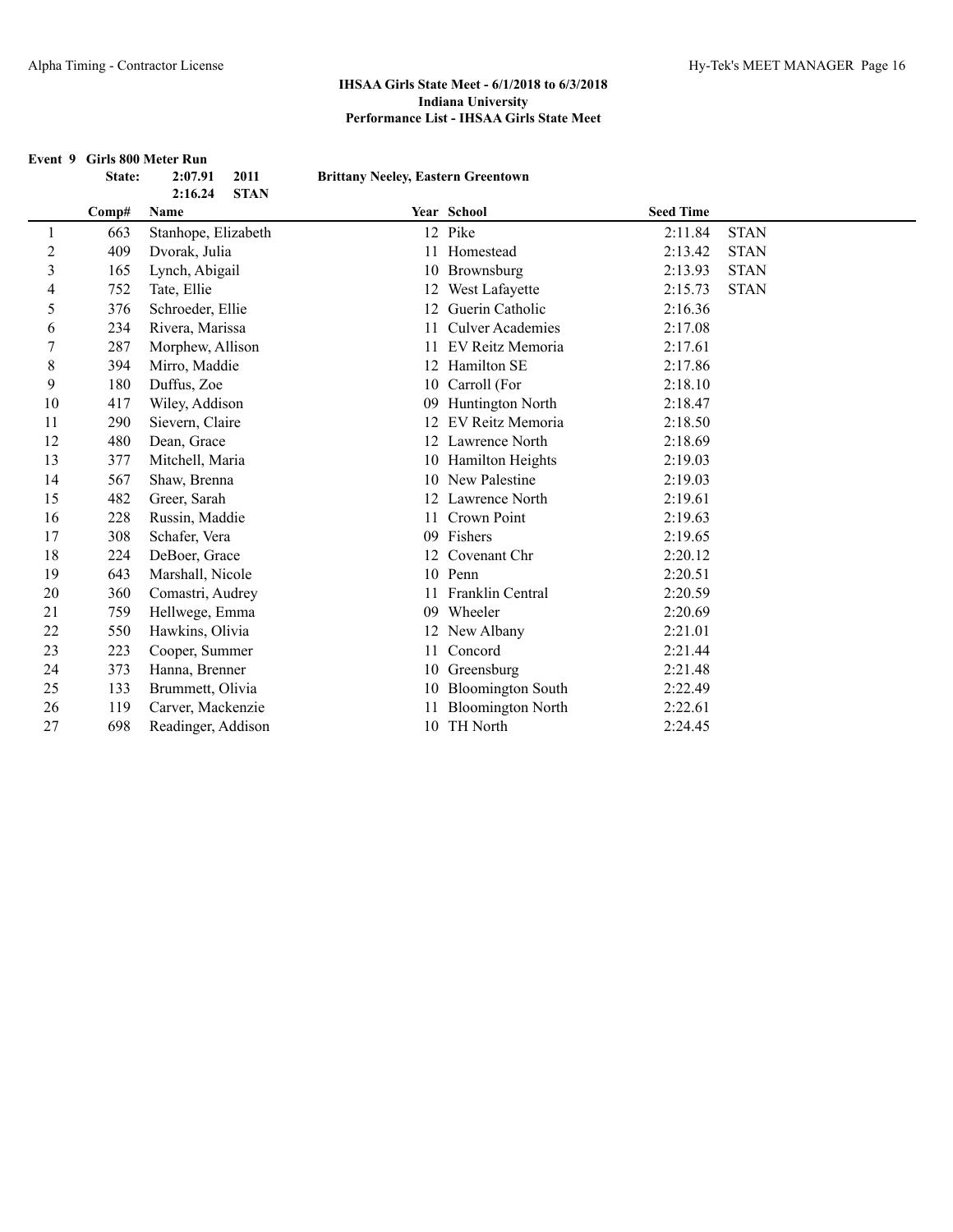## IHSAA Girls State Meet - 6/1/2018 to 6/3/2018
## Indiana University
## Performance List - IHSAA Girls State Meet

**Event 9 Girls 800 Meter Run**

**State: 2:07.91 2011 Brittany Neeley, Eastern Greentown**
**2:16.24 STAN**

| | Comp# | Name | Year | School | Seed Time | |
|---|---|---|---|---|---|---|
| 1 | 663 | Stanhope, Elizabeth | 12 | Pike | 2:11.84 | STAN |
| 2 | 409 | Dvorak, Julia | 11 | Homestead | 2:13.42 | STAN |
| 3 | 165 | Lynch, Abigail | 10 | Brownsburg | 2:13.93 | STAN |
| 4 | 752 | Tate, Ellie | 12 | West Lafayette | 2:15.73 | STAN |
| 5 | 376 | Schroeder, Ellie | 12 | Guerin Catholic | 2:16.36 | |
| 6 | 234 | Rivera, Marissa | 11 | Culver Academies | 2:17.08 | |
| 7 | 287 | Morphew, Allison | 11 | EV Reitz Memoria | 2:17.61 | |
| 8 | 394 | Mirro, Maddie | 12 | Hamilton SE | 2:17.86 | |
| 9 | 180 | Duffus, Zoe | 10 | Carroll (For | 2:18.10 | |
| 10 | 417 | Wiley, Addison | 09 | Huntington North | 2:18.47 | |
| 11 | 290 | Sievern, Claire | 12 | EV Reitz Memoria | 2:18.50 | |
| 12 | 480 | Dean, Grace | 12 | Lawrence North | 2:18.69 | |
| 13 | 377 | Mitchell, Maria | 10 | Hamilton Heights | 2:19.03 | |
| 14 | 567 | Shaw, Brenna | 10 | New Palestine | 2:19.03 | |
| 15 | 482 | Greer, Sarah | 12 | Lawrence North | 2:19.61 | |
| 16 | 228 | Russin, Maddie | 11 | Crown Point | 2:19.63 | |
| 17 | 308 | Schafer, Vera | 09 | Fishers | 2:19.65 | |
| 18 | 224 | DeBoer, Grace | 12 | Covenant Chr | 2:20.12 | |
| 19 | 643 | Marshall, Nicole | 10 | Penn | 2:20.51 | |
| 20 | 360 | Comastri, Audrey | 11 | Franklin Central | 2:20.59 | |
| 21 | 759 | Hellwege, Emma | 09 | Wheeler | 2:20.69 | |
| 22 | 550 | Hawkins, Olivia | 12 | New Albany | 2:21.01 | |
| 23 | 223 | Cooper, Summer | 11 | Concord | 2:21.44 | |
| 24 | 373 | Hanna, Brenner | 10 | Greensburg | 2:21.48 | |
| 25 | 133 | Brummett, Olivia | 10 | Bloomington South | 2:22.49 | |
| 26 | 119 | Carver, Mackenzie | 11 | Bloomington North | 2:22.61 | |
| 27 | 698 | Readinger, Addison | 10 | TH North | 2:24.45 | |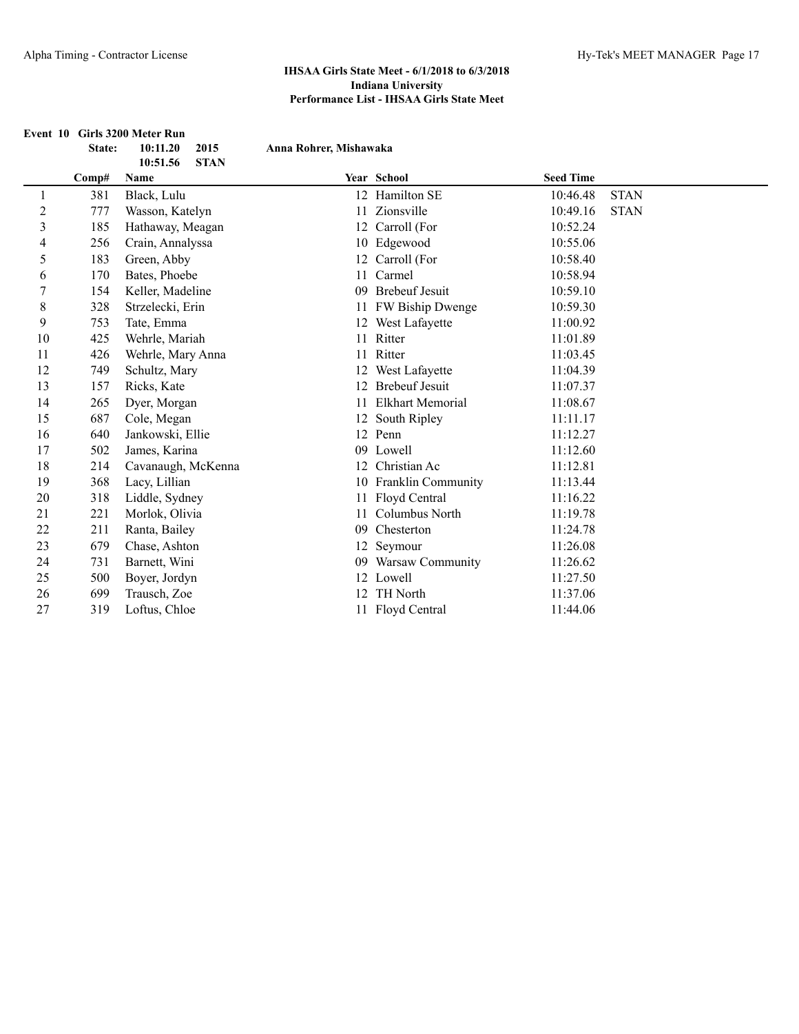**IHSAA Girls State Meet - 6/1/2018 to 6/3/2018**
**Indiana University**
**Performance List - IHSAA Girls State Meet**

**Event 10 Girls 3200 Meter Run**

| | | | | | | |
|---|---|---|---|---|---|---|
| | **State:** | **10:11.20** **2015** | | **Anna Rohrer, Mishawaka** | | |
| | | **10:51.56** **STAN** | | | | |
| | **Comp#** | **Name** | **Year** | **School** | **Seed Time** | |
| 1 | 381 | Black, Lulu | 12 | Hamilton SE | 10:46.48 | STAN |
| 2 | 777 | Wasson, Katelyn | 11 | Zionsville | 10:49.16 | STAN |
| 3 | 185 | Hathaway, Meagan | 12 | Carroll (For | 10:52.24 | |
| 4 | 256 | Crain, Annalyssa | 10 | Edgewood | 10:55.06 | |
| 5 | 183 | Green, Abby | 12 | Carroll (For | 10:58.40 | |
| 6 | 170 | Bates, Phoebe | 11 | Carmel | 10:58.94 | |
| 7 | 154 | Keller, Madeline | 09 | Brebeuf Jesuit | 10:59.10 | |
| 8 | 328 | Strzelecki, Erin | 11 | FW Biship Dwenge | 10:59.30 | |
| 9 | 753 | Tate, Emma | 12 | West Lafayette | 11:00.92 | |
| 10 | 425 | Wehrle, Mariah | 11 | Ritter | 11:01.89 | |
| 11 | 426 | Wehrle, Mary Anna | 11 | Ritter | 11:03.45 | |
| 12 | 749 | Schultz, Mary | 12 | West Lafayette | 11:04.39 | |
| 13 | 157 | Ricks, Kate | 12 | Brebeuf Jesuit | 11:07.37 | |
| 14 | 265 | Dyer, Morgan | 11 | Elkhart Memorial | 11:08.67 | |
| 15 | 687 | Cole, Megan | 12 | South Ripley | 11:11.17 | |
| 16 | 640 | Jankowski, Ellie | 12 | Penn | 11:12.27 | |
| 17 | 502 | James, Karina | 09 | Lowell | 11:12.60 | |
| 18 | 214 | Cavanaugh, McKenna | 12 | Christian Ac | 11:12.81 | |
| 19 | 368 | Lacy, Lillian | 10 | Franklin Community | 11:13.44 | |
| 20 | 318 | Liddle, Sydney | 11 | Floyd Central | 11:16.22 | |
| 21 | 221 | Morlok, Olivia | 11 | Columbus North | 11:19.78 | |
| 22 | 211 | Ranta, Bailey | 09 | Chesterton | 11:24.78 | |
| 23 | 679 | Chase, Ashton | 12 | Seymour | 11:26.08 | |
| 24 | 731 | Barnett, Wini | 09 | Warsaw Community | 11:26.62 | |
| 25 | 500 | Boyer, Jordyn | 12 | Lowell | 11:27.50 | |
| 26 | 699 | Trausch, Zoe | 12 | TH North | 11:37.06 | |
| 27 | 319 | Loftus, Chloe | 11 | Floyd Central | 11:44.06 | |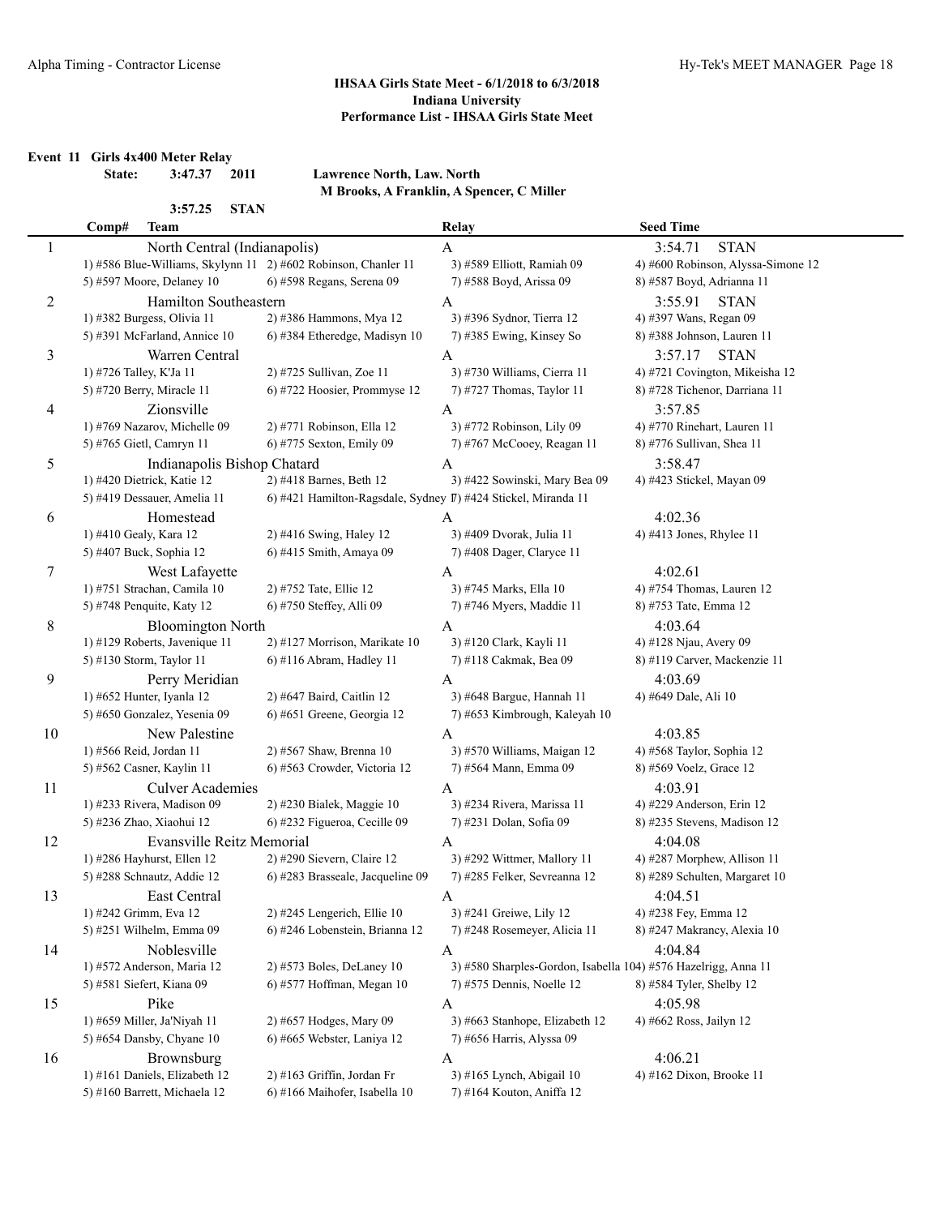## IHSAA Girls State Meet - 6/1/2018 to 6/3/2018
### Indiana University
### Performance List - IHSAA Girls State Meet

**Event 11 Girls 4x400 Meter Relay**

**State: 3:47.37 2011 Lawrence North, Law. North**
**M Brooks, A Franklin, A Spencer, C Miller**

**3:57.25 STAN**

| Comp# | Team | Relay | Seed Time |
|---|---|---|---|
| 1 | North Central (Indianapolis) | A | 3:54.71 STAN |
| | 1) #586 Blue-Williams, Skylynn 11; 2) #602 Robinson, Chanler 11; 3) #589 Elliott, Ramiah 09; 4) #600 Robinson, Alyssa-Simone 12; 5) #597 Moore, Delaney 10; 6) #598 Regans, Serena 09; 7) #588 Boyd, Arissa 09; 8) #587 Boyd, Adrianna 11 | | |
| 2 | Hamilton Southeastern | A | 3:55.91 STAN |
| | 1) #382 Burgess, Olivia 11; 2) #386 Hammons, Mya 12; 3) #396 Sydnor, Tierra 12; 4) #397 Wans, Regan 09; 5) #391 McFarland, Annice 10; 6) #384 Etheredge, Madisyn 10; 7) #385 Ewing, Kinsey So; 8) #388 Johnson, Lauren 11 | | |
| 3 | Warren Central | A | 3:57.17 STAN |
| | 1) #726 Talley, K'Ja 11; 2) #725 Sullivan, Zoe 11; 3) #730 Williams, Cierra 11; 4) #721 Covington, Mikeisha 12; 5) #720 Berry, Miracle 11; 6) #722 Hoosier, Prommyse 12; 7) #727 Thomas, Taylor 11; 8) #728 Tichenor, Darriana 11 | | |
| 4 | Zionsville | A | 3:57.85 |
| | 1) #769 Nazarov, Michelle 09; 2) #771 Robinson, Ella 12; 3) #772 Robinson, Lily 09; 4) #770 Rinehart, Lauren 11; 5) #765 Gietl, Camryn 11; 6) #775 Sexton, Emily 09; 7) #767 McCooey, Reagan 11; 8) #776 Sullivan, Shea 11 | | |
| 5 | Indianapolis Bishop Chatard | A | 3:58.47 |
| | 1) #420 Dietrick, Katie 12; 2) #418 Barnes, Beth 12; 3) #422 Sowinski, Mary Bea 09; 4) #423 Stickel, Mayan 09; 5) #419 Dessauer, Amelia 11; 6) #421 Hamilton-Ragsdale, Sydney 1; 7) #424 Stickel, Miranda 11 | | |
| 6 | Homestead | A | 4:02.36 |
| | 1) #410 Gealy, Kara 12; 2) #416 Swing, Haley 12; 3) #409 Dvorak, Julia 11; 4) #413 Jones, Rhylee 11; 5) #407 Buck, Sophia 12; 6) #415 Smith, Amaya 09; 7) #408 Dager, Claryce 11 | | |
| 7 | West Lafayette | A | 4:02.61 |
| | 1) #751 Strachan, Camila 10; 2) #752 Tate, Ellie 12; 3) #745 Marks, Ella 10; 4) #754 Thomas, Lauren 12; 5) #748 Penquite, Katy 12; 6) #750 Steffey, Alli 09; 7) #746 Myers, Maddie 11; 8) #753 Tate, Emma 12 | | |
| 8 | Bloomington North | A | 4:03.64 |
| | 1) #129 Roberts, Javenique 11; 2) #127 Morrison, Marikate 10; 3) #120 Clark, Kayli 11; 4) #128 Njau, Avery 09; 5) #130 Storm, Taylor 11; 6) #116 Abram, Hadley 11; 7) #118 Cakmak, Bea 09; 8) #119 Carver, Mackenzie 11 | | |
| 9 | Perry Meridian | A | 4:03.69 |
| | 1) #652 Hunter, Iyanla 12; 2) #647 Baird, Caitlin 12; 3) #648 Bargue, Hannah 11; 4) #649 Dale, Ali 10; 5) #650 Gonzalez, Yesenia 09; 6) #651 Greene, Georgia 12; 7) #653 Kimbrough, Kaleyah 10 | | |
| 10 | New Palestine | A | 4:03.85 |
| | 1) #566 Reid, Jordan 11; 2) #567 Shaw, Brenna 10; 3) #570 Williams, Maigan 12; 4) #568 Taylor, Sophia 12; 5) #562 Casner, Kaylin 11; 6) #563 Crowder, Victoria 12; 7) #564 Mann, Emma 09; 8) #569 Voelz, Grace 12 | | |
| 11 | Culver Academies | A | 4:03.91 |
| | 1) #233 Rivera, Madison 09; 2) #230 Bialek, Maggie 10; 3) #234 Rivera, Marissa 11; 4) #229 Anderson, Erin 12; 5) #236 Zhao, Xiaohui 12; 6) #232 Figueroa, Cecille 09; 7) #231 Dolan, Sofia 09; 8) #235 Stevens, Madison 12 | | |
| 12 | Evansville Reitz Memorial | A | 4:04.08 |
| | 1) #286 Hayhurst, Ellen 12; 2) #290 Sievern, Claire 12; 3) #292 Wittmer, Mallory 11; 4) #287 Morphew, Allison 11; 5) #288 Schnautz, Addie 12; 6) #283 Brasseale, Jacqueline 09; 7) #285 Felker, Sevreanna 12; 8) #289 Schulten, Margaret 10 | | |
| 13 | East Central | A | 4:04.51 |
| | 1) #242 Grimm, Eva 12; 2) #245 Lengerich, Ellie 10; 3) #241 Greiwe, Lily 12; 4) #238 Fey, Emma 12; 5) #251 Wilhelm, Emma 09; 6) #246 Lobenstein, Brianna 12; 7) #248 Rosemeyer, Alicia 11; 8) #247 Makrancy, Alexia 10 | | |
| 14 | Noblesville | A | 4:04.84 |
| | 1) #572 Anderson, Maria 12; 2) #573 Boles, DeLaney 10; 3) #580 Sharples-Gordon, Isabella 10; 4) #576 Hazelrigg, Anna 11; 5) #581 Siefert, Kiana 09; 6) #577 Hoffman, Megan 10; 7) #575 Dennis, Noelle 12; 8) #584 Tyler, Shelby 12 | | |
| 15 | Pike | A | 4:05.98 |
| | 1) #659 Miller, Ja'Niyah 11; 2) #657 Hodges, Mary 09; 3) #663 Stanhope, Elizabeth 12; 4) #662 Ross, Jailyn 12; 5) #654 Dansby, Chyane 10; 6) #665 Webster, Laniya 12; 7) #656 Harris, Alyssa 09 | | |
| 16 | Brownsburg | A | 4:06.21 |
| | 1) #161 Daniels, Elizabeth 12; 2) #163 Griffin, Jordan Fr; 3) #165 Lynch, Abigail 10; 4) #162 Dixon, Brooke 11; 5) #160 Barrett, Michaela 12; 6) #166 Maihofer, Isabella 10; 7) #164 Kouton, Aniffa 12 | | |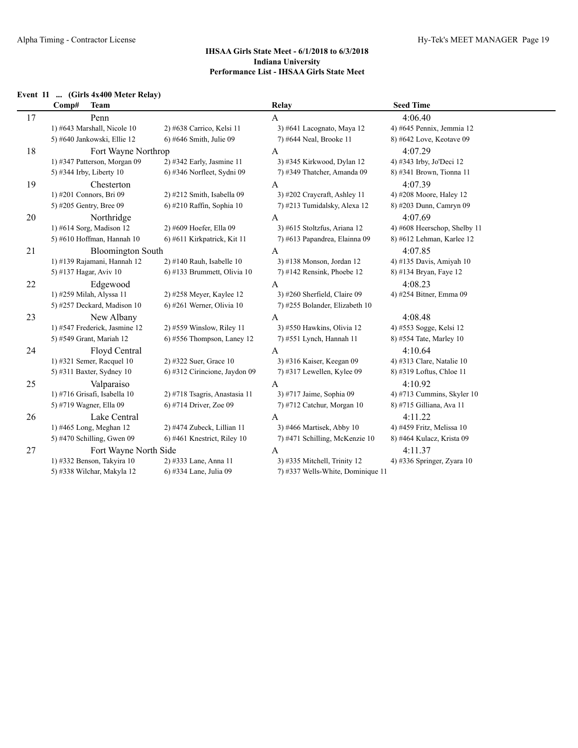**IHSAA Girls State Meet - 6/1/2018 to 6/3/2018**
**Indiana University**
**Performance List - IHSAA Girls State Meet**

**Event 11 ... (Girls 4x400 Meter Relay)**

| Comp# | Team | | Relay | Seed Time |
|---|---|---|---|---|
| 17 | Penn | | A | 4:06.40 |
| | 1) #643 Marshall, Nicole 10 | 2) #638 Carrico, Kelsi 11 | 3) #641 Lacognato, Maya 12 | 4) #645 Pennix, Jemmia 12 |
| | 5) #640 Jankowski, Ellie 12 | 6) #646 Smith, Julie 09 | 7) #644 Neal, Brooke 11 | 8) #642 Love, Keotave 09 |
| 18 | Fort Wayne Northrop | | A | 4:07.29 |
| | 1) #347 Patterson, Morgan 09 | 2) #342 Early, Jasmine 11 | 3) #345 Kirkwood, Dylan 12 | 4) #343 Irby, Jo'Deci 12 |
| | 5) #344 Irby, Liberty 10 | 6) #346 Norfleet, Sydni 09 | 7) #349 Thatcher, Amanda 09 | 8) #341 Brown, Tionna 11 |
| 19 | Chesterton | | A | 4:07.39 |
| | 1) #201 Connors, Bri 09 | 2) #212 Smith, Isabella 09 | 3) #202 Craycraft, Ashley 11 | 4) #208 Moore, Haley 12 |
| | 5) #205 Gentry, Bree 09 | 6) #210 Raffin, Sophia 10 | 7) #213 Tumidalsky, Alexa 12 | 8) #203 Dunn, Camryn 09 |
| 20 | Northridge | | A | 4:07.69 |
| | 1) #614 Sorg, Madison 12 | 2) #609 Hoefer, Ella 09 | 3) #615 Stoltzfus, Ariana 12 | 4) #608 Heerschop, Shelby 11 |
| | 5) #610 Hoffman, Hannah 10 | 6) #611 Kirkpatrick, Kit 11 | 7) #613 Papandrea, Elainna 09 | 8) #612 Lehman, Karlee 12 |
| 21 | Bloomington South | | A | 4:07.85 |
| | 1) #139 Rajamani, Hannah 12 | 2) #140 Rauh, Isabelle 10 | 3) #138 Monson, Jordan 12 | 4) #135 Davis, Amiyah 10 |
| | 5) #137 Hagar, Aviv 10 | 6) #133 Brummett, Olivia 10 | 7) #142 Rensink, Phoebe 12 | 8) #134 Bryan, Faye 12 |
| 22 | Edgewood | | A | 4:08.23 |
| | 1) #259 Milah, Alyssa 11 | 2) #258 Meyer, Kaylee 12 | 3) #260 Sherfield, Claire 09 | 4) #254 Bitner, Emma 09 |
| | 5) #257 Deckard, Madison 10 | 6) #261 Werner, Olivia 10 | 7) #255 Bolander, Elizabeth 10 | |
| 23 | New Albany | | A | 4:08.48 |
| | 1) #547 Frederick, Jasmine 12 | 2) #559 Winslow, Riley 11 | 3) #550 Hawkins, Olivia 12 | 4) #553 Sogge, Kelsi 12 |
| | 5) #549 Grant, Mariah 12 | 6) #556 Thompson, Laney 12 | 7) #551 Lynch, Hannah 11 | 8) #554 Tate, Marley 10 |
| 24 | Floyd Central | | A | 4:10.64 |
| | 1) #321 Semer, Racquel 10 | 2) #322 Suer, Grace 10 | 3) #316 Kaiser, Keegan 09 | 4) #313 Clare, Natalie 10 |
| | 5) #311 Baxter, Sydney 10 | 6) #312 Cirincione, Jaydon 09 | 7) #317 Lewellen, Kylee 09 | 8) #319 Loftus, Chloe 11 |
| 25 | Valparaiso | | A | 4:10.92 |
| | 1) #716 Grisafi, Isabella 10 | 2) #718 Tsagris, Anastasia 11 | 3) #717 Jaime, Sophia 09 | 4) #713 Cummins, Skyler 10 |
| | 5) #719 Wagner, Ella 09 | 6) #714 Driver, Zoe 09 | 7) #712 Catchur, Morgan 10 | 8) #715 Gilliana, Ava 11 |
| 26 | Lake Central | | A | 4:11.22 |
| | 1) #465 Long, Meghan 12 | 2) #474 Zubeck, Lillian 11 | 3) #466 Martisek, Abby 10 | 4) #459 Fritz, Melissa 10 |
| | 5) #470 Schilling, Gwen 09 | 6) #461 Knestrict, Riley 10 | 7) #471 Schilling, McKenzie 10 | 8) #464 Kulacz, Krista 09 |
| 27 | Fort Wayne North Side | | A | 4:11.37 |
| | 1) #332 Benson, Takyira 10 | 2) #333 Lane, Anna 11 | 3) #335 Mitchell, Trinity 12 | 4) #336 Springer, Zyara 10 |
| | 5) #338 Wilchar, Makyla 12 | 6) #334 Lane, Julia 09 | 7) #337 Wells-White, Dominique 11 | |